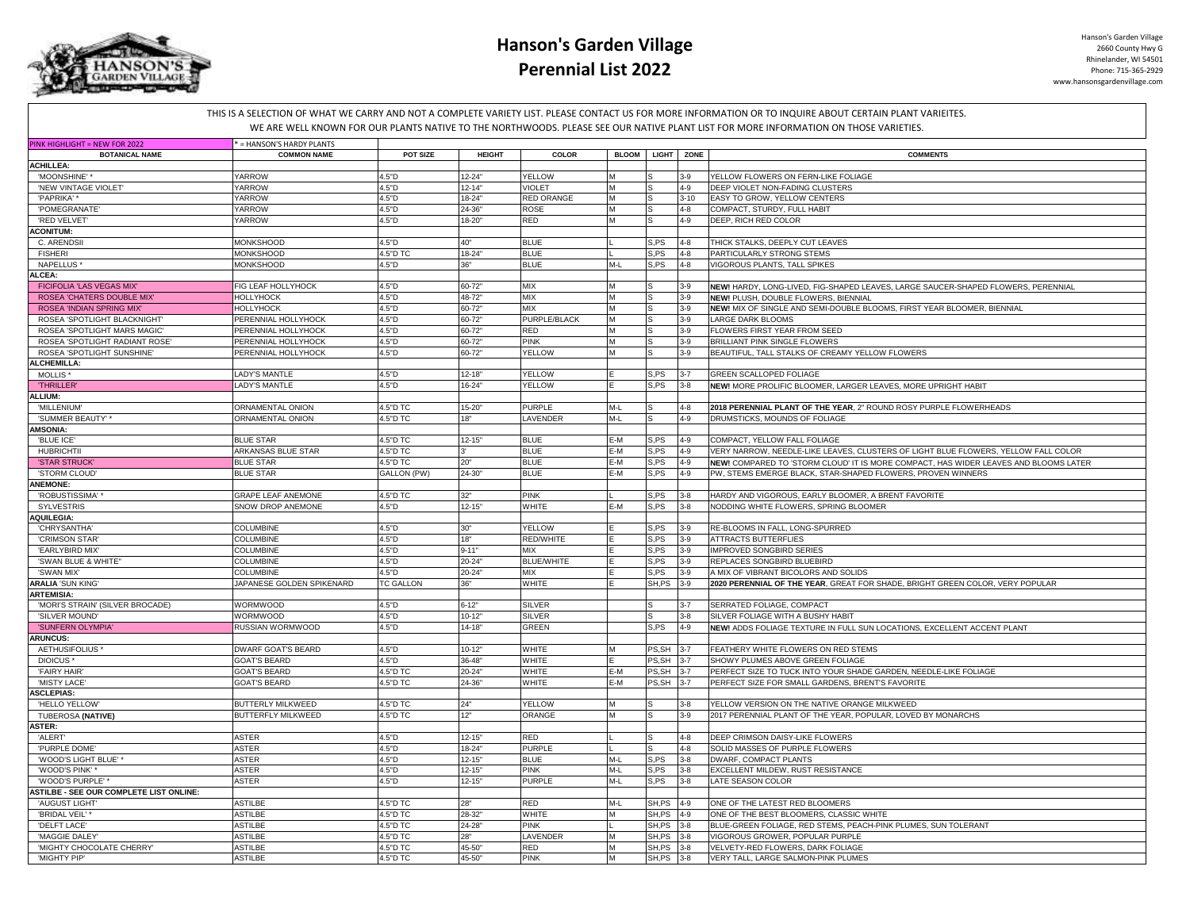# Hanson's Garden Village
## Perennial List 2022

Hanson's Garden Village
2660 County Hwy G
Rhinelander, WI 54501
Phone: 715-365-2929
www.hansonsgardenvillage.com

THIS IS A SELECTION OF WHAT WE CARRY AND NOT A COMPLETE VARIETY LIST. PLEASE CONTACT US FOR MORE INFORMATION OR TO INQUIRE ABOUT CERTAIN PLANT VARIEITES.
WE ARE WELL KNOWN FOR OUR PLANTS NATIVE TO THE NORTHWOODS. PLEASE SEE OUR NATIVE PLANT LIST FOR MORE INFORMATION ON THOSE VARIETIES.

PINK HIGHLIGHT = NEW FOR 2022 | * = HANSON'S HARDY PLANTS

| BOTANICAL NAME | COMMON NAME | POT SIZE | HEIGHT | COLOR | BLOOM | LIGHT | ZONE | COMMENTS |
|---|---|---|---|---|---|---|---|---|
| **ACHILLEA:** | | | | | | | | |
| 'MOONSHINE' * | YARROW | 4.5"D | 12-24" | YELLOW | M | S | 3-9 | YELLOW FLOWERS ON FERN-LIKE FOLIAGE |
| 'NEW VINTAGE VIOLET' | YARROW | 4.5"D | 12-14" | VIOLET | M | S | 4-9 | DEEP VIOLET NON-FADING CLUSTERS |
| 'PAPRIKA' * | YARROW | 4.5"D | 18-24" | RED ORANGE | M | S | 3-10 | EASY TO GROW, YELLOW CENTERS |
| 'POMEGRANATE' | YARROW | 4.5"D | 24-36" | ROSE | M | S | 4-8 | COMPACT, STURDY, FULL HABIT |
| 'RED VELVET' | YARROW | 4.5"D | 18-20" | RED | M | S | 4-9 | DEEP, RICH RED COLOR |
| **ACONITUM:** | | | | | | | | |
| C. ARENDSII | MONKSHOOD | 4.5"D | 40" | BLUE | L | S,PS | 4-8 | THICK STALKS, DEEPLY CUT LEAVES |
| FISHERI | MONKSHOOD | 4.5"D TC | 18-24" | BLUE | L | S,PS | 4-8 | PARTICULARLY STRONG STEMS |
| NAPELLUS * | MONKSHOOD | 4.5"D | 36" | BLUE | M-L | S,PS | 4-8 | VIGOROUS PLANTS, TALL SPIKES |
| **ALCEA:** | | | | | | | | |
| FICIFOLIA 'LAS VEGAS MIX' | FIG LEAF HOLLYHOCK | 4.5"D | 60-72" | MIX | M | S | 3-9 | **NEW!** HARDY, LONG-LIVED, FIG-SHAPED LEAVES, LARGE SAUCER-SHAPED FLOWERS, PERENNIAL |
| ROSEA 'CHATERS DOUBLE MIX' | HOLLYHOCK | 4.5"D | 48-72" | MIX | M | S | 3-9 | **NEW!** PLUSH, DOUBLE FLOWERS, BIENNIAL |
| ROSEA 'INDIAN SPRING MIX' | HOLLYHOCK | 4.5"D | 60-72" | MIX | M | S | 3-9 | **NEW!** MIX OF SINGLE AND SEMI-DOUBLE BLOOMS, FIRST YEAR BLOOMER, BIENNIAL |
| ROSEA 'SPOTLIGHT BLACKNIGHT' | PERENNIAL HOLLYHOCK | 4.5"D | 60-72" | PURPLE/BLACK | M | S | 3-9 | LARGE DARK BLOOMS |
| ROSEA 'SPOTLIGHT MARS MAGIC' | PERENNIAL HOLLYHOCK | 4.5"D | 60-72" | RED | M | S | 3-9 | FLOWERS FIRST YEAR FROM SEED |
| ROSEA 'SPOTLIGHT RADIANT ROSE' | PERENNIAL HOLLYHOCK | 4.5"D | 60-72" | PINK | M | S | 3-9 | BRILLIANT PINK SINGLE FLOWERS |
| ROSEA 'SPOTLIGHT SUNSHINE' | PERENNIAL HOLLYHOCK | 4.5"D | 60-72" | YELLOW | M | S | 3-9 | BEAUTIFUL, TALL STALKS OF CREAMY YELLOW FLOWERS |
| **ALCHEMILLA:** | | | | | | | | |
| MOLLIS * | LADY'S MANTLE | 4.5"D | 12-18" | YELLOW | E | S,PS | 3-7 | GREEN SCALLOPED FOLIAGE |
| 'THRILLER' | LADY'S MANTLE | 4.5"D | 16-24" | YELLOW | E | S,PS | 3-8 | **NEW!** MORE PROLIFIC BLOOMER, LARGER LEAVES, MORE UPRIGHT HABIT |
| **ALLIUM:** | | | | | | | | |
| 'MILLENIUM' | ORNAMENTAL ONION | 4.5"D TC | 15-20" | PURPLE | M-L | S | 4-8 | **2018 PERENNIAL PLANT OF THE YEAR**, 2" ROUND ROSY PURPLE FLOWERHEADS |
| 'SUMMER BEAUTY' * | ORNAMENTAL ONION | 4.5"D TC | 18" | LAVENDER | M-L | S | 4-9 | DRUMSTICKS, MOUNDS OF FOLIAGE |
| **AMSONIA:** | | | | | | | | |
| 'BLUE ICE' | BLUE STAR | 4.5"D TC | 12-15" | BLUE | E-M | S,PS | 4-9 | COMPACT, YELLOW FALL FOLIAGE |
| HUBRICHTII | ARKANSAS BLUE STAR | 4.5"D TC | 3' | BLUE | E-M | S,PS | 4-9 | VERY NARROW, NEEDLE-LIKE LEAVES, CLUSTERS OF LIGHT BLUE FLOWERS, YELLOW FALL COLOR |
| 'STAR STRUCK' | BLUE STAR | 4.5"D TC | 20" | BLUE | E-M | S,PS | 4-9 | **NEW!** COMPARED TO 'STORM CLOUD' IT IS MORE COMPACT, HAS WIDER LEAVES AND BLOOMS LATER |
| 'STORM CLOUD' | BLUE STAR | GALLON (PW) | 24-30" | BLUE | E-M | S,PS | 4-9 | PW, STEMS EMERGE BLACK, STAR-SHAPED FLOWERS, PROVEN WINNERS |
| **ANEMONE:** | | | | | | | | |
| 'ROBUSTISSIMA' * | GRAPE LEAF ANEMONE | 4.5"D TC | 32" | PINK | | S,PS | 3-8 | HARDY AND VIGOROUS, EARLY BLOOMER, A BRENT FAVORITE |
| SYLVESTRIS | SNOW DROP ANEMONE | 4.5"D | 12-15" | WHITE | E-M | S,PS | 3-8 | NODDING WHITE FLOWERS, SPRING BLOOMER |
| **AQUILEGIA:** | | | | | | | | |
| 'CHRYSANTHA' | COLUMBINE | 4.5"D | 30" | YELLOW | E | S,PS | 3-9 | RE-BLOOMS IN FALL, LONG-SPURRED |
| 'CRIMSON STAR' | COLUMBINE | 4.5"D | 18" | RED/WHITE | E | S,PS | 3-9 | ATTRACTS BUTTERFLIES |
| 'EARLYBIRD MIX' | COLUMBINE | 4.5"D | 9-11" | MIX | E | S,PS | 3-9 | IMPROVED SONGBIRD SERIES |
| 'SWAN BLUE & WHITE" | COLUMBINE | 4.5"D | 20-24" | BLUE/WHITE | E | S,PS | 3-9 | REPLACES SONGBIRD BLUEBIRD |
| 'SWAN MIX' | COLUMBINE | 4.5"D | 20-24" | MIX | E | S,PS | 3-9 | A MIX OF VIBRANT BICOLORS AND SOLIDS |
| **ARALIA** 'SUN KING' | JAPANESE GOLDEN SPIKENARD | TC GALLON | 36" | WHITE | E | SH,PS | 3-9 | **2020 PERENNIAL OF THE YEAR**, GREAT FOR SHADE, BRIGHT GREEN COLOR, VERY POPULAR |
| **ARTEMISIA:** | | | | | | | | |
| 'MORI'S STRAIN' (SILVER BROCADE) | WORMWOOD | 4.5"D | 6-12" | SILVER | | S | 3-7 | SERRATED FOLIAGE, COMPACT |
| 'SILVER MOUND' | WORMWOOD | 4.5"D | 10-12" | SILVER | | S | 3-8 | SILVER FOLIAGE WITH A BUSHY HABIT |
| 'SUNFERN OLYMPIA' | RUSSIAN WORMWOOD | 4.5"D | 14-18" | GREEN | | S,PS | 4-9 | **NEW!** ADDS FOLIAGE TEXTURE IN FULL SUN LOCATIONS, EXCELLENT ACCENT PLANT |
| **ARUNCUS:** | | | | | | | | |
| AETHUSIFOLIUS * | DWARF GOAT'S BEARD | 4.5"D | 10-12" | WHITE | M | PS,SH | 3-7 | FEATHERY WHITE FLOWERS ON RED STEMS |
| DIOICUS * | GOAT'S BEARD | 4.5"D | 36-48" | WHITE | E | PS,SH | 3-7 | SHOWY PLUMES ABOVE GREEN FOLIAGE |
| 'FAIRY HAIR' | GOAT'S BEARD | 4.5"D TC | 20-24" | WHITE | E-M | PS,SH | 3-7 | PERFECT SIZE TO TUCK INTO YOUR SHADE GARDEN, NEEDLE-LIKE FOLIAGE |
| 'MISTY LACE' | GOAT'S BEARD | 4.5"D TC | 24-36" | WHITE | E-M | PS,SH | 3-7 | PERFECT SIZE FOR SMALL GARDENS, BRENT'S FAVORITE |
| **ASCLEPIAS:** | | | | | | | | |
| 'HELLO YELLOW' | BUTTERLY MILKWEED | 4.5"D TC | 24" | YELLOW | M | S | 3-8 | YELLOW VERSION ON THE NATIVE ORANGE MILKWEED |
| TUBEROSA **(NATIVE)** | BUTTERFLY MILKWEED | 4.5"D TC | 12" | ORANGE | M | S | 3-9 | 2017 PERENNIAL PLANT OF THE YEAR, POPULAR, LOVED BY MONARCHS |
| **ASTER:** | | | | | | | | |
| 'ALERT' | ASTER | 4.5"D | 12-15" | RED | L | S | 4-8 | DEEP CRIMSON DAISY-LIKE FLOWERS |
| 'PURPLE DOME' | ASTER | 4.5"D | 18-24" | PURPLE | L | S | 4-8 | SOLID MASSES OF PURPLE FLOWERS |
| 'WOOD'S LIGHT BLUE' * | ASTER | 4.5"D | 12-15" | BLUE | M-L | S,PS | 3-8 | DWARF, COMPACT PLANTS |
| 'WOOD'S PINK' * | ASTER | 4.5"D | 12-15" | PINK | M-L | S,PS | 3-8 | EXCELLENT MILDEW, RUST RESISTANCE |
| 'WOOD'S PURPLE' * | ASTER | 4.5"D | 12-15" | PURPLE | M-L | S,PS | 3-8 | LATE SEASON COLOR |
| **ASTILBE - SEE OUR COMPLETE LIST ONLINE:** | | | | | | | | |
| 'AUGUST LIGHT' | ASTILBE | 4.5"D TC | 28" | RED | M-L | SH,PS | 4-9 | ONE OF THE LATEST RED BLOOMERS |
| 'BRIDAL VEIL' * | ASTILBE | 4.5"D TC | 28-32" | WHITE | M | SH,PS | 4-9 | ONE OF THE BEST BLOOMERS, CLASSIC WHITE |
| 'DELFT LACE' | ASTILBE | 4.5"D TC | 24-28" | PINK | | SH,PS | 3-8 | BLUE-GREEN FOLIAGE, RED STEMS, PEACH-PINK PLUMES, SUN TOLERANT |
| 'MAGGIE DALEY' | ASTILBE | 4.5"D TC | 28" | LAVENDER | M | SH,PS | 3-8 | VIGOROUS GROWER, POPULAR PURPLE |
| 'MIGHTY CHOCOLATE CHERRY' | ASTILBE | 4.5"D TC | 45-50" | RED | M | SH,PS | 3-8 | VELVETY-RED FLOWERS, DARK FOLIAGE |
| 'MIGHTY PIP' | ASTILBE | 4.5"D TC | 45-50" | PINK | M | SH,PS | 3-8 | VERY TALL, LARGE SALMON-PINK PLUMES |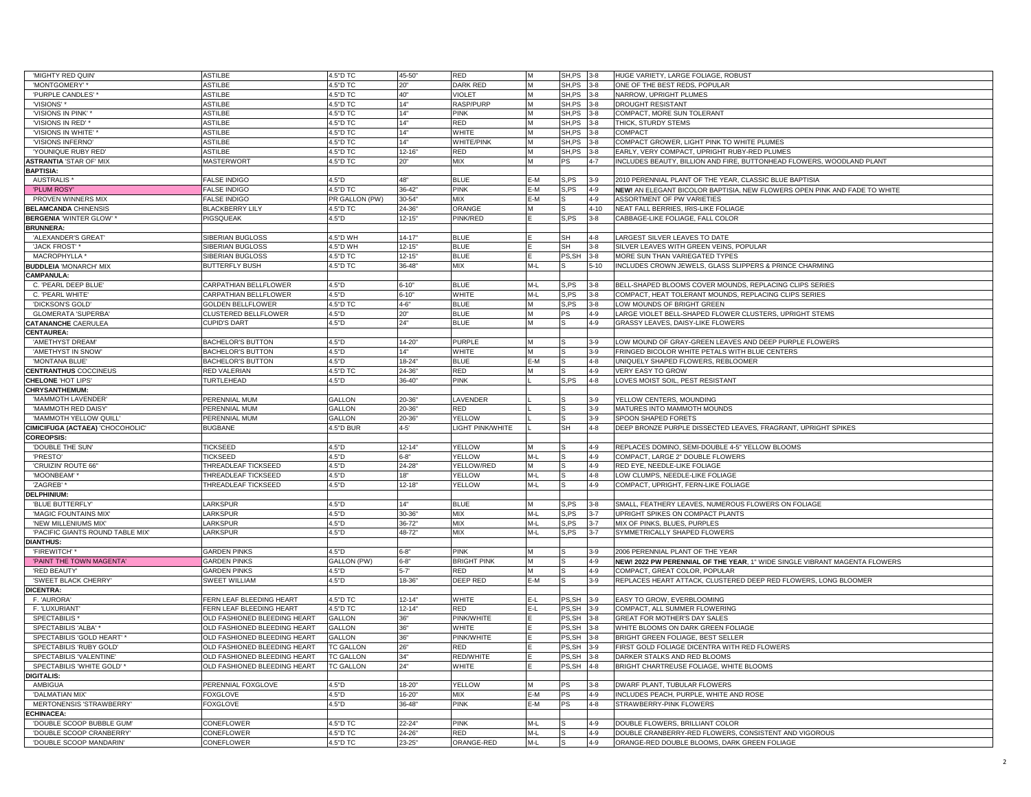| | | | | | | | | |
|---|---|---|---|---|---|---|---|---|
| 'MIGHTY RED QUIN' | ASTILBE | 4.5"D TC | 45-50" | RED | M | SH,PS | 3-8 | HUGE VARIETY, LARGE FOLIAGE, ROBUST |
| 'MONTGOMERY' * | ASTILBE | 4.5"D TC | 20" | DARK RED | M | SH,PS | 3-8 | ONE OF THE BEST REDS, POPULAR |
| 'PURPLE CANDLES' * | ASTILBE | 4.5"D TC | 40" | VIOLET | M | SH,PS | 3-8 | NARROW, UPRIGHT PLUMES |
| 'VISIONS' * | ASTILBE | 4.5"D TC | 14" | RASP/PURP | M | SH,PS | 3-8 | DROUGHT RESISTANT |
| 'VISIONS IN PINK' * | ASTILBE | 4.5"D TC | 14" | PINK | M | SH,PS | 3-8 | COMPACT, MORE SUN TOLERANT |
| 'VISIONS IN RED' * | ASTILBE | 4.5"D TC | 14" | RED | M | SH,PS | 3-8 | THICK, STURDY STEMS |
| 'VISIONS IN WHITE' * | ASTILBE | 4.5"D TC | 14" | WHITE | M | SH,PS | 3-8 | COMPACT |
| 'VISIONS INFERNO' | ASTILBE | 4.5"D TC | 14" | WHITE/PINK | M | SH,PS | 3-8 | COMPACT GROWER, LIGHT PINK TO WHITE PLUMES |
| 'YOUNIQUE RUBY RED' | ASTILBE | 4.5"D TC | 12-16" | RED | M | SH,PS | 3-8 | EARLY, VERY COMPACT, UPRIGHT RUBY-RED PLUMES |
| **ASTRANTIA** 'STAR OF' MIX | MASTERWORT | 4.5"D TC | 20" | MIX | M | PS | 4-7 | INCLUDES BEAUTY, BILLION AND FIRE, BUTTONHEAD FLOWERS, WOODLAND PLANT |
| **BAPTISIA:** | | | | | | | | |
| AUSTRALIS * | FALSE INDIGO | 4.5"D | 48" | BLUE | E-M | S,PS | 3-9 | 2010 PERENNIAL PLANT OF THE YEAR, CLASSIC BLUE BAPTISIA |
| 'PLUM ROSY' | FALSE INDIGO | 4.5"D TC | 36-42" | PINK | E-M | S,PS | 4-9 | **NEW!** AN ELEGANT BICOLOR BAPTISIA, NEW FLOWERS OPEN PINK AND FADE TO WHITE |
| PROVEN WINNERS MIX | FALSE INDIGO | PR GALLON (PW) | 30-54" | MIX | E-M | S | 4-9 | ASSORTMENT OF PW VARIETIES |
| **BELAMCANDA** CHINENSIS | BLACKBERRY LILY | 4.5"D TC | 24-36" | ORANGE | M | S | 4-10 | NEAT FALL BERRIES, IRIS-LIKE FOLIAGE |
| **BERGENIA** 'WINTER GLOW' * | PIGSQUEAK | 4.5"D | 12-15" | PINK/RED | E | S,PS | 3-8 | CABBAGE-LIKE FOLIAGE, FALL COLOR |
| **BRUNNERA:** | | | | | | | | |
| 'ALEXANDER'S GREAT' | SIBERIAN BUGLOSS | 4.5"D WH | 14-17" | BLUE | E | SH | 4-8 | LARGEST SILVER LEAVES TO DATE |
| 'JACK FROST' * | SIBERIAN BUGLOSS | 4.5"D WH | 12-15" | BLUE | E | SH | 3-8 | SILVER LEAVES WITH GREEN VEINS, POPULAR |
| MACROPHYLLA * | SIBERIAN BUGLOSS | 4.5"D TC | 12-15" | BLUE | E | PS,SH | 3-8 | MORE SUN THAN VARIEGATED TYPES |
| **BUDDLEIA** 'MONARCH' MIX | BUTTERFLY BUSH | 4.5"D TC | 36-48" | MIX | M-L | S | 5-10 | INCLUDES CROWN JEWELS, GLASS SLIPPERS & PRINCE CHARMING |
| **CAMPANULA:** | | | | | | | | |
| C. 'PEARL DEEP BLUE' | CARPATHIAN BELLFLOWER | 4.5"D | 6-10" | BLUE | M-L | S,PS | 3-8 | BELL-SHAPED BLOOMS COVER MOUNDS, REPLACING CLIPS SERIES |
| C. 'PEARL WHITE' | CARPATHIAN BELLFLOWER | 4.5"D | 6-10" | WHITE | M-L | S,PS | 3-8 | COMPACT, HEAT TOLERANT MOUNDS, REPLACING CLIPS SERIES |
| 'DICKSON'S GOLD' | GOLDEN BELLFLOWER | 4.5"D TC | 4-6" | BLUE | M | S,PS | 3-8 | LOW MOUNDS OF BRIGHT GREEN |
| GLOMERATA 'SUPERBA' | CLUSTERED BELLFLOWER | 4.5"D | 20" | BLUE | M | PS | 4-9 | LARGE VIOLET BELL-SHAPED FLOWER CLUSTERS, UPRIGHT STEMS |
| **CATANANCHE** CAERULEA | CUPID'S DART | 4.5"D | 24" | BLUE | M | S | 4-9 | GRASSY LEAVES, DAISY-LIKE FLOWERS |
| **CENTAUREA:** | | | | | | | | |
| 'AMETHYST DREAM' | BACHELOR'S BUTTON | 4.5"D | 14-20" | PURPLE | M | S | 3-9 | LOW MOUND OF GRAY-GREEN LEAVES AND DEEP PURPLE FLOWERS |
| 'AMETHYST IN SNOW' | BACHELOR'S BUTTON | 4.5"D | 14" | WHITE | M | S | 3-9 | FRINGED BICOLOR WHITE PETALS WITH BLUE CENTERS |
| 'MONTANA BLUE' | BACHELOR'S BUTTON | 4.5"D | 18-24" | BLUE | E-M | S | 4-8 | UNIQUELY SHAPED FLOWERS, REBLOOMER |
| **CENTRANTHUS** COCCINEUS | RED VALERIAN | 4.5"D TC | 24-36" | RED | M | S | 4-9 | VERY EASY TO GROW |
| **CHELONE** 'HOT LIPS' | TURTLEHEAD | 4.5"D | 36-40" | PINK | L | S,PS | 4-8 | LOVES MOIST SOIL, PEST RESISTANT |
| **CHRYSANTHEMUM:** | | | | | | | | |
| 'MAMMOTH LAVENDER' | PERENNIAL MUM | GALLON | 20-36" | LAVENDER | L | S | 3-9 | YELLOW CENTERS, MOUNDING |
| 'MAMMOTH RED DAISY' | PERENNIAL MUM | GALLON | 20-36" | RED | L | S | 3-9 | MATURES INTO MAMMOTH MOUNDS |
| 'MAMMOTH YELLOW QUILL' | PERENNIAL MUM | GALLON | 20-36" | YELLOW | L | S | 3-9 | SPOON SHAPED FORETS |
| **CIMICIFUGA (ACTAEA)** 'CHOCOHOLIC' | BUGBANE | 4.5"D BUR | 4-5' | LIGHT PINK/WHITE | L | SH | 4-8 | DEEP BRONZE PURPLE DISSECTED LEAVES, FRAGRANT, UPRIGHT SPIKES |
| **COREOPSIS:** | | | | | | | | |
| 'DOUBLE THE SUN' | TICKSEED | 4.5"D | 12-14" | YELLOW | M | S | 4-9 | REPLACES DOMINO, SEMI-DOUBLE 4-5" YELLOW BLOOMS |
| 'PRESTO' | TICKSEED | 4.5"D | 6-8" | YELLOW | M-L | S | 4-9 | COMPACT, LARGE 2" DOUBLE FLOWERS |
| 'CRUIZIN' ROUTE 66" | THREADLEAF TICKSEED | 4.5"D | 24-28" | YELLOW/RED | M | S | 4-9 | RED EYE, NEEDLE-LIKE FOLIAGE |
| 'MOONBEAM' * | THREADLEAF TICKSEED | 4.5"D | 18" | YELLOW | M-L | S | 4-8 | LOW CLUMPS, NEEDLE-LIKE FOLIAGE |
| 'ZAGREB' * | THREADLEAF TICKSEED | 4.5"D | 12-18" | YELLOW | M-L | S | 4-9 | COMPACT, UPRIGHT, FERN-LIKE FOLIAGE |
| **DELPHINIUM:** | | | | | | | | |
| 'BLUE BUTTERFLY' | LARKSPUR | 4.5"D | 14" | BLUE | M | S,PS | 3-8 | SMALL, FEATHERY LEAVES, NUMEROUS FLOWERS ON FOLIAGE |
| 'MAGIC FOUNTAINS MIX' | LARKSPUR | 4.5"D | 30-36" | MIX | M-L | S,PS | 3-7 | UPRIGHT SPIKES ON COMPACT PLANTS |
| 'NEW MILLENIUMS MIX' | LARKSPUR | 4.5"D | 36-72" | MIX | M-L | S,PS | 3-7 | MIX OF PINKS, BLUES, PURPLES |
| 'PACIFIC GIANTS ROUND TABLE MIX' | LARKSPUR | 4.5"D | 48-72" | MIX | M-L | S,PS | 3-7 | SYMMETRICALLY SHAPED FLOWERS |
| **DIANTHUS:** | | | | | | | | |
| 'FIREWITCH' * | GARDEN PINKS | 4.5"D | 6-8" | PINK | M | S | 3-9 | 2006 PERENNIAL PLANT OF THE YEAR |
| 'PAINT THE TOWN MAGENTA' | GARDEN PINKS | GALLON (PW) | 6-8" | BRIGHT PINK | M | S | 4-9 | **NEW! 2022 PW PERENNIAL OF THE YEAR**, 1" WIDE SINGLE VIBRANT MAGENTA FLOWERS |
| 'RED BEAUTY' | GARDEN PINKS | 4.5"D | 5-7' | RED | M | S | 4-9 | COMPACT, GREAT COLOR, POPULAR |
| 'SWEET BLACK CHERRY' | SWEET WILLIAM | 4.5"D | 18-36" | DEEP RED | E-M | S | 3-9 | REPLACES HEART ATTACK, CLUSTERED DEEP RED FLOWERS, LONG BLOOMER |
| **DICENTRA:** | | | | | | | | |
| F. 'AURORA' | FERN LEAF BLEEDING HEART | 4.5"D TC | 12-14" | WHITE | E-L | PS,SH | 3-9 | EASY TO GROW, EVERBLOOMING |
| F. 'LUXURIANT' | FERN LEAF BLEEDING HEART | 4.5"D TC | 12-14" | RED | E-L | PS,SH | 3-9 | COMPACT, ALL SUMMER FLOWERING |
| SPECTABILIS * | OLD FASHIONED BLEEDING HEART | GALLON | 36" | PINK/WHITE | E | PS,SH | 3-8 | GREAT FOR MOTHER'S DAY SALES |
| SPECTABILIS 'ALBA' * | OLD FASHIONED BLEEDING HEART | GALLON | 36" | WHITE | E | PS,SH | 3-8 | WHITE BLOOMS ON DARK GREEN FOLIAGE |
| SPECTABILIS 'GOLD HEART' * | OLD FASHIONED BLEEDING HEART | GALLON | 36" | PINK/WHITE | E | PS,SH | 3-8 | BRIGHT GREEN FOLIAGE, BEST SELLER |
| SPECTABILIS 'RUBY GOLD' | OLD FASHIONED BLEEDING HEART | TC GALLON | 26" | RED | E | PS,SH | 3-9 | FIRST GOLD FOLIAGE DICENTRA WITH RED FLOWERS |
| SPECTABILIS 'VALENTINE' | OLD FASHIONED BLEEDING HEART | TC GALLON | 34" | RED/WHITE | E | PS,SH | 3-8 | DARKER STALKS AND RED BLOOMS |
| SPECTABILIS 'WHITE GOLD' * | OLD FASHIONED BLEEDING HEART | TC GALLON | 24" | WHITE | E | PS,SH | 4-8 | BRIGHT CHARTREUSE FOLIAGE, WHITE BLOOMS |
| **DIGITALIS:** | | | | | | | | |
| AMBIGUA | PERENNIAL FOXGLOVE | 4.5"D | 18-20" | YELLOW | M | PS | 3-8 | DWARF PLANT, TUBULAR FLOWERS |
| 'DALMATIAN MIX' | FOXGLOVE | 4.5"D | 16-20" | MIX | E-M | PS | 4-9 | INCLUDES PEACH, PURPLE, WHITE AND ROSE |
| MERTONENSIS 'STRAWBERRY' | FOXGLOVE | 4.5"D | 36-48" | PINK | E-M | PS | 4-8 | STRAWBERRY-PINK FLOWERS |
| **ECHINACEA:** | | | | | | | | |
| 'DOUBLE SCOOP BUBBLE GUM' | CONEFLOWER | 4.5"D TC | 22-24" | PINK | M-L | S | 4-9 | DOUBLE FLOWERS, BRILLIANT COLOR |
| 'DOUBLE SCOOP CRANBERRY' | CONEFLOWER | 4.5"D TC | 24-26" | RED | M-L | S | 4-9 | DOUBLE CRANBERRY-RED FLOWERS, CONSISTENT AND VIGOROUS |
| 'DOUBLE SCOOP MANDARIN' | CONEFLOWER | 4.5"D TC | 23-25" | ORANGE-RED | M-L | S | 4-9 | ORANGE-RED DOUBLE BLOOMS, DARK GREEN FOLIAGE |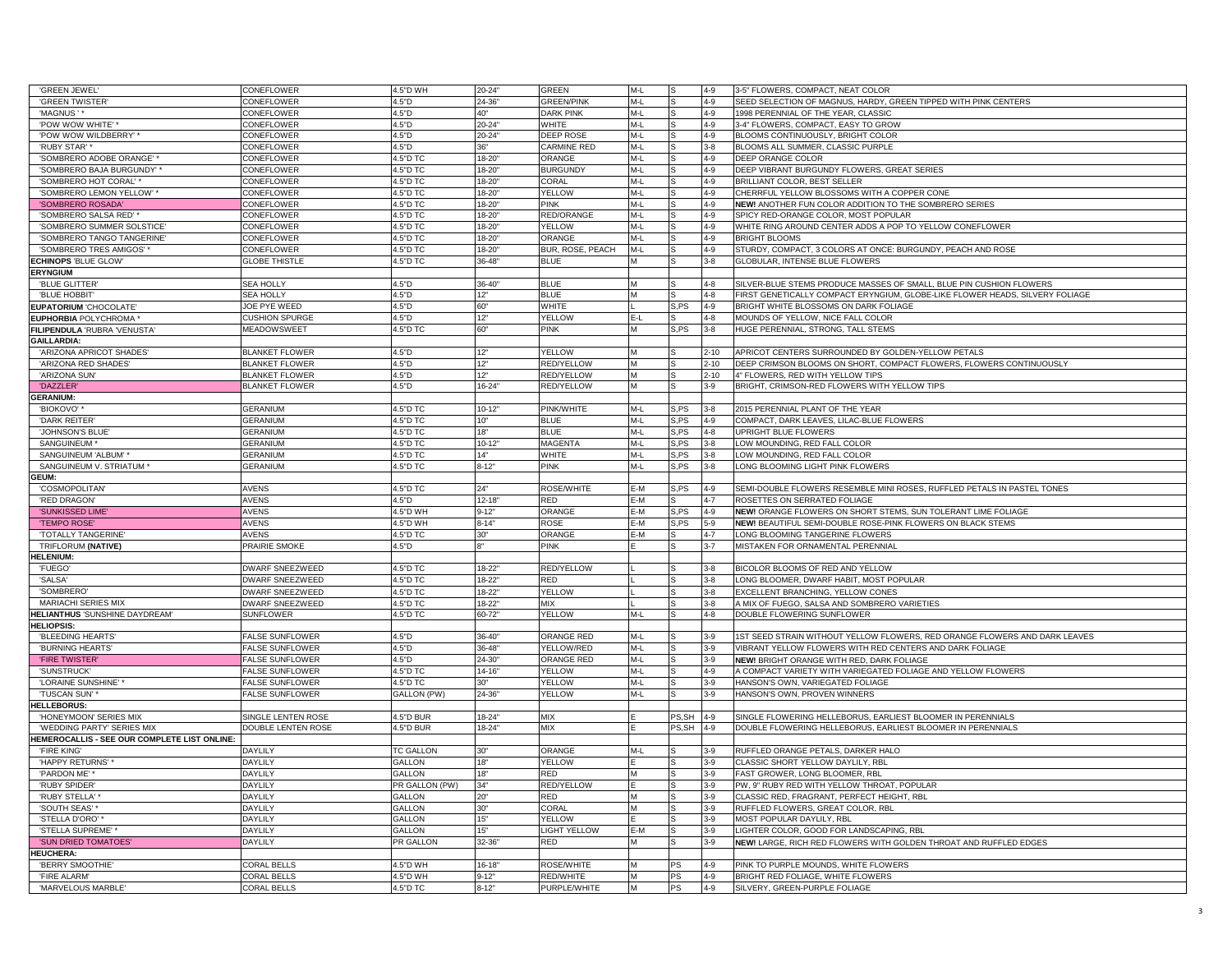| | | | | | | | | |
|---|---|---|---|---|---|---|---|---|
| 'GREEN JEWEL' | CONEFLOWER | 4.5"D WH | 20-24" | GREEN | M-L | S | 4-9 | 3-5" FLOWERS, COMPACT, NEAT COLOR |
| 'GREEN TWISTER' | CONEFLOWER | 4.5"D | 24-36" | GREEN/PINK | M-L | S | 4-9 | SEED SELECTION OF MAGNUS, HARDY, GREEN TIPPED WITH PINK CENTERS |
| 'MAGNUS ' * | CONEFLOWER | 4.5"D | 40" | DARK PINK | M-L | S | 4-9 | 1998 PERENNIAL OF THE YEAR, CLASSIC |
| 'POW WOW WHITE' * | CONEFLOWER | 4.5"D | 20-24" | WHITE | M-L | S | 4-9 | 3-4" FLOWERS, COMPACT, EASY TO GROW |
| 'POW WOW WILDBERRY' * | CONEFLOWER | 4.5"D | 20-24" | DEEP ROSE | M-L | S | 4-9 | BLOOMS CONTINUOUSLY, BRIGHT COLOR |
| 'RUBY STAR' * | CONEFLOWER | 4.5"D | 36" | CARMINE RED | M-L | S | 3-8 | BLOOMS ALL SUMMER, CLASSIC PURPLE |
| 'SOMBRERO ADOBE ORANGE' * | CONEFLOWER | 4.5"D TC | 18-20" | ORANGE | M-L | S | 4-9 | DEEP ORANGE COLOR |
| 'SOMBRERO BAJA BURGUNDY' * | CONEFLOWER | 4.5"D TC | 18-20" | BURGUNDY | M-L | S | 4-9 | DEEP VIBRANT BURGUNDY FLOWERS, GREAT SERIES |
| 'SOMBRERO HOT CORAL' * | CONEFLOWER | 4.5"D TC | 18-20" | CORAL | M-L | S | 4-9 | BRILLIANT COLOR, BEST SELLER |
| 'SOMBRERO LEMON YELLOW' * | CONEFLOWER | 4.5"D TC | 18-20" | YELLOW | M-L | S | 4-9 | CHERRFUL YELLOW BLOSSOMS WITH A COPPER CONE |
| 'SOMBRERO ROSADA' | CONEFLOWER | 4.5"D TC | 18-20" | PINK | M-L | S | 4-9 | **NEW!** ANOTHER FUN COLOR ADDITION TO THE SOMBRERO SERIES |
| 'SOMBRERO SALSA RED' * | CONEFLOWER | 4.5"D TC | 18-20" | RED/ORANGE | M-L | S | 4-9 | SPICY RED-ORANGE COLOR, MOST POPULAR |
| 'SOMBRERO SUMMER SOLSTICE' | CONEFLOWER | 4.5"D TC | 18-20" | YELLOW | M-L | S | 4-9 | WHITE RING AROUND CENTER ADDS A POP TO YELLOW CONEFLOWER |
| 'SOMBRERO TANGO TANGERINE' | CONEFLOWER | 4.5"D TC | 18-20" | ORANGE | M-L | S | 4-9 | BRIGHT BLOOMS |
| 'SOMBRERO TRES AMIGOS' * | CONEFLOWER | 4.5"D TC | 18-20" | BUR, ROSE, PEACH | M-L | S | 4-9 | STURDY, COMPACT, 3 COLORS AT ONCE: BURGUNDY, PEACH AND ROSE |
| **ECHINOPS** 'BLUE GLOW' | GLOBE THISTLE | 4.5"D TC | 36-48" | BLUE | M | S | 3-8 | GLOBULAR, INTENSE BLUE FLOWERS |
| **ERYNGIUM** | | | | | | | | |
| 'BLUE GLITTER' | SEA HOLLY | 4.5"D | 36-40" | BLUE | M | S | 4-8 | SILVER-BLUE STEMS PRODUCE MASSES OF SMALL, BLUE PIN CUSHION FLOWERS |
| 'BLUE HOBBIT' | SEA HOLLY | 4.5"D | 12" | BLUE | M | S | 4-8 | FIRST GENETICALLY COMPACT ERYNGIUM, GLOBE-LIKE FLOWER HEADS, SILVERY FOLIAGE |
| **EUPATORIUM** 'CHOCOLATE' | JOE PYE WEED | 4.5"D | 60" | WHITE | L | S,PS | 4-9 | BRIGHT WHITE BLOSSOMS ON DARK FOLIAGE |
| **EUPHORBIA** POLYCHROMA * | CUSHION SPURGE | 4.5"D | 12" | YELLOW | E-L | S | 4-8 | MOUNDS OF YELLOW, NICE FALL COLOR |
| **FILIPENDULA** 'RUBRA 'VENUSTA' | MEADOWSWEET | 4.5"D TC | 60" | PINK | M | S,PS | 3-8 | HUGE PERENNIAL, STRONG, TALL STEMS |
| **GAILLARDIA:** | | | | | | | | |
| 'ARIZONA APRICOT SHADES' | BLANKET FLOWER | 4.5"D | 12" | YELLOW | M | S | 2-10 | APRICOT CENTERS SURROUNDED BY GOLDEN-YELLOW PETALS |
| 'ARIZONA RED SHADES' | BLANKET FLOWER | 4.5"D | 12" | RED/YELLOW | M | S | 2-10 | DEEP CRIMSON BLOOMS ON SHORT, COMPACT FLOWERS, FLOWERS CONTINUOUSLY |
| 'ARIZONA SUN' | BLANKET FLOWER | 4.5"D | 12" | RED/YELLOW | M | S | 2-10 | 4" FLOWERS, RED WITH YELLOW TIPS |
| 'DAZZLER' | BLANKET FLOWER | 4.5"D | 16-24" | RED/YELLOW | M | S | 3-9 | BRIGHT, CRIMSON-RED FLOWERS WITH YELLOW TIPS |
| **GERANIUM:** | | | | | | | | |
| 'BIOKOVO' * | GERANIUM | 4.5"D TC | 10-12" | PINK/WHITE | M-L | S,PS | 3-8 | 2015 PERENNIAL PLANT OF THE YEAR |
| 'DARK REITER' | GERANIUM | 4.5"D TC | 10" | BLUE | M-L | S,PS | 4-9 | COMPACT, DARK LEAVES, LILAC-BLUE FLOWERS |
| 'JOHNSON'S BLUE' | GERANIUM | 4.5"D TC | 18" | BLUE | M-L | S,PS | 4-8 | UPRIGHT BLUE FLOWERS |
| SANGUINEUM * | GERANIUM | 4.5"D TC | 10-12" | MAGENTA | M-L | S,PS | 3-8 | LOW MOUNDING, RED FALL COLOR |
| SANGUINEUM 'ALBUM' * | GERANIUM | 4.5"D TC | 14" | WHITE | M-L | S,PS | 3-8 | LOW MOUNDING, RED FALL COLOR |
| SANGUINEUM V. STRIATUM * | GERANIUM | 4.5"D TC | 8-12" | PINK | M-L | S,PS | 3-8 | LONG BLOOMING LIGHT PINK FLOWERS |
| **GEUM:** | | | | | | | | |
| 'COSMOPOLITAN' | AVENS | 4.5"D TC | 24" | ROSE/WHITE | E-M | S,PS | 4-9 | SEMI-DOUBLE FLOWERS RESEMBLE MINI ROSES, RUFFLED PETALS IN PASTEL TONES |
| 'RED DRAGON' | AVENS | 4.5"D | 12-18" | RED | E-M | S | 4-7 | ROSETTES ON SERRATED FOLIAGE |
| 'SUNKISSED LIME' | AVENS | 4.5"D WH | 9-12" | ORANGE | E-M | S,PS | 4-9 | **NEW!** ORANGE FLOWERS ON SHORT STEMS, SUN TOLERANT LIME FOLIAGE |
| 'TEMPO ROSE' | AVENS | 4.5"D WH | 8-14" | ROSE | E-M | S,PS | 5-9 | **NEW!** BEAUTIFUL SEMI-DOUBLE ROSE-PINK FLOWERS ON BLACK STEMS |
| 'TOTALLY TANGERINE' | AVENS | 4.5"D TC | 30" | ORANGE | E-M | S | 4-7 | LONG BLOOMING TANGERINE FLOWERS |
| TRIFLORUM **(NATIVE)** | PRAIRIE SMOKE | 4.5"D | 8" | PINK | E | S | 3-7 | MISTAKEN FOR ORNAMENTAL PERENNIAL |
| **HELENIUM:** | | | | | | | | |
| 'FUEGO' | DWARF SNEEZWEED | 4.5"D TC | 18-22" | RED/YELLOW | L | S | 3-8 | BICOLOR BLOOMS OF RED AND YELLOW |
| 'SALSA' | DWARF SNEEZWEED | 4.5"D TC | 18-22" | RED | L | S | 3-8 | LONG BLOOMER, DWARF HABIT, MOST POPULAR |
| 'SOMBRERO' | DWARF SNEEZWEED | 4.5"D TC | 18-22" | YELLOW | L | S | 3-8 | EXCELLENT BRANCHING, YELLOW CONES |
| MARIACHI SERIES MIX | DWARF SNEEZWEED | 4.5"D TC | 18-22" | MIX | L | S | 3-8 | A MIX OF FUEGO, SALSA AND SOMBRERO VARIETIES |
| **HELIANTHUS** 'SUNSHINE DAYDREAM' | SUNFLOWER | 4.5"D TC | 60-72" | YELLOW | M-L | S | 4-8 | DOUBLE FLOWERING SUNFLOWER |
| **HELIOPSIS:** | | | | | | | | |
| 'BLEEDING HEARTS' | FALSE SUNFLOWER | 4.5"D | 36-40" | ORANGE RED | M-L | S | 3-9 | 1ST SEED STRAIN WITHOUT YELLOW FLOWERS, RED ORANGE FLOWERS AND DARK LEAVES |
| 'BURNING HEARTS' | FALSE SUNFLOWER | 4.5"D | 36-48" | YELLOW/RED | M-L | S | 3-9 | VIBRANT YELLOW FLOWERS WITH RED CENTERS AND DARK FOLIAGE |
| 'FIRE TWISTER' | FALSE SUNFLOWER | 4.5"D | 24-30" | ORANGE RED | M-L | S | 3-9 | **NEW!** BRIGHT ORANGE WITH RED, DARK FOLIAGE |
| 'SUNSTRUCK' | FALSE SUNFLOWER | 4.5"D TC | 14-16" | YELLOW | M-L | S | 4-9 | A COMPACT VARIETY WITH VARIEGATED FOLIAGE AND YELLOW FLOWERS |
| 'LORAINE SUNSHINE' * | FALSE SUNFLOWER | 4.5"D TC | 30" | YELLOW | M-L | S | 3-9 | HANSON'S OWN, VARIEGATED FOLIAGE |
| 'TUSCAN SUN' * | FALSE SUNFLOWER | GALLON (PW) | 24-36" | YELLOW | M-L | S | 3-9 | HANSON'S OWN, PROVEN WINNERS |
| **HELLEBORUS:** | | | | | | | | |
| 'HONEYMOON' SERIES MIX | SINGLE LENTEN ROSE | 4.5"D BUR | 18-24" | MIX | E | PS,SH | 4-9 | SINGLE FLOWERING HELLEBORUS, EARLIEST BLOOMER IN PERENNIALS |
| 'WEDDING PARTY' SERIES MIX | DOUBLE LENTEN ROSE | 4.5"D BUR | 18-24" | MIX | E | PS,SH | 4-9 | DOUBLE FLOWERING HELLEBORUS, EARLIEST BLOOMER IN PERENNIALS |
| **HEMEROCALLIS - SEE OUR COMPLETE LIST ONLINE:** | | | | | | | | |
| 'FIRE KING' | DAYLILY | TC GALLON | 30" | ORANGE | M-L | S | 3-9 | RUFFLED ORANGE PETALS, DARKER HALO |
| 'HAPPY RETURNS' * | DAYLILY | GALLON | 18" | YELLOW | E | S | 3-9 | CLASSIC SHORT YELLOW DAYLILY, RBL |
| 'PARDON ME' * | DAYLILY | GALLON | 18" | RED | M | S | 3-9 | FAST GROWER, LONG BLOOMER, RBL |
| 'RUBY SPIDER' | DAYLILY | PR GALLON (PW) | 34" | RED/YELLOW | E | S | 3-9 | PW, 9" RUBY RED WITH YELLOW THROAT, POPULAR |
| 'RUBY STELLA' * | DAYLILY | GALLON | 20" | RED | M | S | 3-9 | CLASSIC RED, FRAGRANT, PERFECT HEIGHT, RBL |
| 'SOUTH SEAS' * | DAYLILY | GALLON | 30" | CORAL | M | S | 3-9 | RUFFLED FLOWERS, GREAT COLOR, RBL |
| 'STELLA D'ORO' * | DAYLILY | GALLON | 15" | YELLOW | E | S | 3-9 | MOST POPULAR DAYLILY, RBL |
| 'STELLA SUPREME' * | DAYLILY | GALLON | 15" | LIGHT YELLOW | E-M | S | 3-9 | LIGHTER COLOR, GOOD FOR LANDSCAPING, RBL |
| 'SUN DRIED TOMATOES' | DAYLILY | PR GALLON | 32-36" | RED | M | S | 3-9 | **NEW!** LARGE, RICH RED FLOWERS WITH GOLDEN THROAT AND RUFFLED EDGES |
| **HEUCHERA:** | | | | | | | | |
| 'BERRY SMOOTHIE' | CORAL BELLS | 4.5"D WH | 16-18" | ROSE/WHITE | M | PS | 4-9 | PINK TO PURPLE MOUNDS, WHITE FLOWERS |
| 'FIRE ALARM' | CORAL BELLS | 4.5"D WH | 9-12" | RED/WHITE | M | PS | 4-9 | BRIGHT RED FOLIAGE, WHITE FLOWERS |
| 'MARVELOUS MARBLE' | CORAL BELLS | 4.5"D TC | 8-12" | PURPLE/WHITE | M | PS | 4-9 | SILVERY, GREEN-PURPLE FOLIAGE |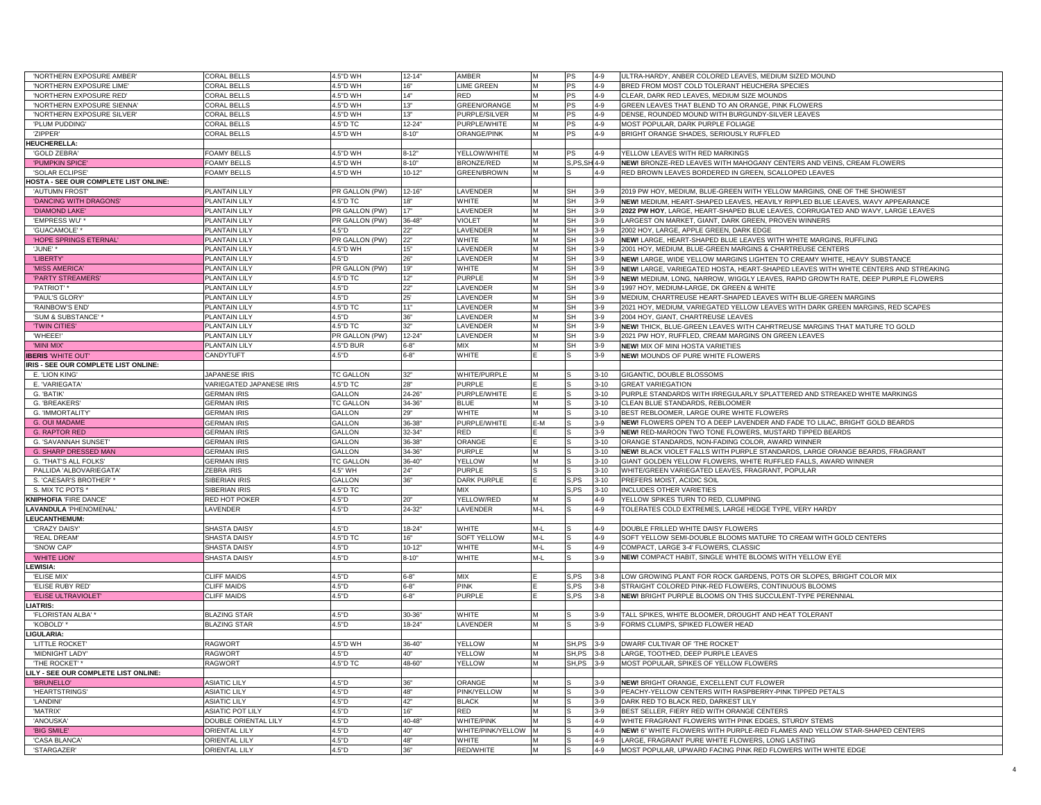| | | | | | | | | |
|---|---|---|---|---|---|---|---|---|
| 'NORTHERN EXPOSURE AMBER' | CORAL BELLS | 4.5"D WH | 12-14" | AMBER | M | PS | 4-9 | ULTRA-HARDY, ANBER COLORED LEAVES, MEDIUM SIZED MOUND |
| 'NORTHERN EXPOSURE LIME' | CORAL BELLS | 4.5"D WH | 16" | LIME GREEN | M | PS | 4-9 | BRED FROM MOST COLD TOLERANT HEUCHERA SPECIES |
| 'NORTHERN EXPOSURE RED' | CORAL BELLS | 4.5"D WH | 14" | RED | M | PS | 4-9 | CLEAR, DARK RED LEAVES, MEDIUM SIZE MOUNDS |
| 'NORTHERN EXPOSURE SIENNA' | CORAL BELLS | 4.5"D WH | 13" | GREEN/ORANGE | M | PS | 4-9 | GREEN LEAVES THAT BLEND TO AN ORANGE, PINK FLOWERS |
| 'NORTHERN EXPOSURE SILVER' | CORAL BELLS | 4.5"D WH | 13" | PURPLE/SILVER | M | PS | 4-9 | DENSE, ROUNDED MOUND WITH BURGUNDY-SILVER LEAVES |
| 'PLUM PUDDING' | CORAL BELLS | 4.5"D TC | 12-24" | PURPLE/WHITE | M | PS | 4-9 | MOST POPULAR, DARK PURPLE FOLIAGE |
| 'ZIPPER' | CORAL BELLS | 4.5"D WH | 8-10" | ORANGE/PINK | M | PS | 4-9 | BRIGHT ORANGE SHADES, SERIOUSLY RUFFLED |
| **HEUCHERELLA:** | | | | | | | | |
| 'GOLD ZEBRA' | FOAMY BELLS | 4.5"D WH | 8-12" | YELLOW/WHITE | M | PS | 4-9 | YELLOW LEAVES WITH RED MARKINGS |
| 'PUMPKIN SPICE' | FOAMY BELLS | 4.5"D WH | 8-10" | BRONZE/RED | M | S,PS,SH | 4-9 | **NEW!** BRONZE-RED LEAVES WITH MAHOGANY CENTERS AND VEINS, CREAM FLOWERS |
| 'SOLAR ECLIPSE' | FOAMY BELLS | 4.5"D WH | 10-12" | GREEN/BROWN | M | S | 4-9 | RED BROWN LEAVES BORDERED IN GREEN, SCALLOPED LEAVES |
| **HOSTA - SEE OUR COMPLETE LIST ONLINE:** | | | | | | | | |
| 'AUTUMN FROST' | PLANTAIN LILY | PR GALLON (PW) | 12-16" | LAVENDER | M | SH | 3-9 | 2019 PW HOY, MEDIUM, BLUE-GREEN WITH YELLOW MARGINS, ONE OF THE SHOWIEST |
| 'DANCING WITH DRAGONS' | PLANTAIN LILY | 4.5"D TC | 18" | WHITE | M | SH | 3-9 | **NEW!** MEDIUM, HEART-SHAPED LEAVES, HEAVILY RIPPLED BLUE LEAVES, WAVY APPEARANCE |
| 'DIAMOND LAKE' | PLANTAIN LILY | PR GALLON (PW) | 17" | LAVENDER | M | SH | 3-9 | **2022 PW HOY**, LARGE, HEART-SHAPED BLUE LEAVES, CORRUGATED AND WAVY, LARGE LEAVES |
| 'EMPRESS WU' * | PLANTAIN LILY | PR GALLON (PW) | 36-48" | VIOLET | M | SH | 3-9 | LARGEST ON MARKET, GIANT, DARK GREEN, PROVEN WINNERS |
| 'GUACAMOLE' * | PLANTAIN LILY | 4.5"D | 22" | LAVENDER | M | SH | 3-9 | 2002 HOY, LARGE, APPLE GREEN, DARK EDGE |
| 'HOPE SPRINGS ETERNAL' | PLANTAIN LILY | PR GALLON (PW) | 22" | WHITE | M | SH | 3-9 | **NEW!** LARGE, HEART-SHAPED BLUE LEAVES WITH WHITE MARGINS, RUFFLING |
| 'JUNE' * | PLANTAIN LILY | 4.5"D WH | 15" | LAVENDER | M | SH | 3-9 | 2001 HOY, MEDIUM, BLUE-GREEN MARGINS & CHARTREUSE CENTERS |
| 'LIBERTY' | PLANTAIN LILY | 4.5"D | 26" | LAVENDER | M | SH | 3-9 | **NEW!** LARGE, WIDE YELLOW MARGINS LIGHTEN TO CREAMY WHITE, HEAVY SUBSTANCE |
| 'MISS AMERICA' | PLANTAIN LILY | PR GALLON (PW) | 19" | WHITE | M | SH | 3-9 | **NEW!** LARGE, VARIEGATED HOSTA, HEART-SHAPED LEAVES WITH WHITE CENTERS AND STREAKING |
| 'PARTY STREAMERS' | PLANTAIN LILY | 4.5"D TC | 12" | PURPLE | M | SH | 3-9 | **NEW!** MEDIUM, LONG, NARROW, WIGGLY LEAVES, RAPID GROWTH RATE, DEEP PURPLE FLOWERS |
| 'PATRIOT' * | PLANTAIN LILY | 4.5"D | 22" | LAVENDER | M | SH | 3-9 | 1997 HOY, MEDIUM-LARGE, DK GREEN & WHITE |
| 'PAUL'S GLORY' | PLANTAIN LILY | 4.5"D | 25' | LAVENDER | M | SH | 3-9 | MEDIUM, CHARTREUSE HEART-SHAPED LEAVES WITH BLUE-GREEN MARGINS |
| 'RAINBOW'S END' | PLANTAIN LILY | 4.5"D TC | 11" | LAVENDER | M | SH | 3-9 | 2021 HOY, MEDIUM, VARIEGATED YELLOW LEAVES WITH DARK GREEN MARGINS, RED SCAPES |
| 'SUM & SUBSTANCE' * | PLANTAIN LILY | 4.5"D | 36" | LAVENDER | M | SH | 3-9 | 2004 HOY, GIANT, CHARTREUSE LEAVES |
| 'TWIN CITIES' | PLANTAIN LILY | 4.5"D TC | 32" | LAVENDER | M | SH | 3-9 | **NEW!** THICK, BLUE-GREEN LEAVES WITH CAHRTREUSE MARGINS THAT MATURE TO GOLD |
| 'WHEEE!' | PLANTAIN LILY | PR GALLON (PW) | 12-24" | LAVENDER | M | SH | 3-9 | 2021 PW HOY, RUFFLED, CREAM MARGINS ON GREEN LEAVES |
| 'MINI MIX' | PLANTAIN LILY | 4.5"D BUR | 6-8" | MIX | M | SH | 3-9 | **NEW!** MIX OF MINI HOSTA VARIETIES |
| **IBERIS** 'WHITE OUT' | CANDYTUFT | 4.5"D | 6-8" | WHITE | E | S | 3-9 | **NEW!** MOUNDS OF PURE WHITE FLOWERS |
| **IRIS - SEE OUR COMPLETE LIST ONLINE:** | | | | | | | | |
| E. 'LION KING' | JAPANESE IRIS | TC GALLON | 32" | WHITE/PURPLE | M | S | 3-10 | GIGANTIC, DOUBLE BLOSSOMS |
| E. 'VARIEGATA' | VARIEGATED JAPANESE IRIS | 4.5"D TC | 28" | PURPLE | E | S | 3-10 | GREAT VARIEGATION |
| G. 'BATIK' | GERMAN IRIS | GALLON | 24-26" | PURPLE/WHITE | E | S | 3-10 | PURPLE STANDARDS WITH IRREGULARLY SPLATTERED AND STREAKED WHITE MARKINGS |
| G. 'BREAKERS' | GERMAN IRIS | TC GALLON | 34-36" | BLUE | M | S | 3-10 | CLEAN BLUE STANDARDS, REBLOOMER |
| G. 'IMMORTALITY' | GERMAN IRIS | GALLON | 29" | WHITE | M | S | 3-10 | BEST REBLOOMER, LARGE OURE WHITE FLOWERS |
| G. OUI MADAME | GERMAN IRIS | GALLON | 36-38" | PURPLE/WHITE | E-M | S | 3-9 | **NEW!** FLOWERS OPEN TO A DEEP LAVENDER AND FADE TO LILAC, BRIGHT GOLD BEARDS |
| G. RAPTOR RED | GERMAN IRIS | GALLON | 32-34" | RED | E | S | 3-9 | **NEW!** RED-MAROON TWO TONE FLOWERS, MUSTARD TIPPED BEARDS |
| G. 'SAVANNAH SUNSET' | GERMAN IRIS | GALLON | 36-38" | ORANGE | E | S | 3-10 | ORANGE STANDARDS, NON-FADING COLOR, AWARD WINNER |
| G. SHARP DRESSED MAN | GERMAN IRIS | GALLON | 34-36" | PURPLE | M | S | 3-10 | **NEW!** BLACK VIOLET FALLS WITH PURPLE STANDARDS, LARGE ORANGE BEARDS, FRAGRANT |
| G. 'THAT'S ALL FOLKS' | GERMAN IRIS | TC GALLON | 36-40" | YELLOW | M | S | 3-10 | GIANT GOLDEN YELLOW FLOWERS, WHITE RUFFLED FALLS, AWARD WINNER |
| PALLIDA 'ALBOVARIEGATA' | ZEBRA IRIS | 4.5" WH | 24" | PURPLE | S | S | 3-10 | WHITE/GREEN VARIEGATED LEAVES, FRAGRANT, POPULAR |
| S. 'CAESAR'S BROTHER' * | SIBERIAN IRIS | GALLON | 36" | DARK PURPLE | E | S,PS | 3-10 | PREFERS MOIST, ACIDIC SOIL |
| S. MIX TC POTS * | SIBERIAN IRIS | 4.5"D TC | | MIX | | S,PS | 3-10 | INCLUDES OTHER VARIETIES |
| **KNIPHOFIA** 'FIRE DANCE' | RED HOT POKER | 4.5"D | 20" | YELLOW/RED | M | S | 4-9 | YELLOW SPIKES TURN TO RED, CLUMPING |
| **LAVANDULA** 'PHENOMENAL' | LAVENDER | 4.5"D | 24-32" | LAVENDER | M-L | S | 4-9 | TOLERATES COLD EXTREMES, LARGE HEDGE TYPE, VERY HARDY |
| **LEUCANTHEMUM:** | | | | | | | | |
| 'CRAZY DAISY' | SHASTA DAISY | 4.5"D | 18-24" | WHITE | M-L | S | 4-9 | DOUBLE FRILLED WHITE DAISY FLOWERS |
| 'REAL DREAM' | SHASTA DAISY | 4.5"D TC | 16" | SOFT YELLOW | M-L | S | 4-9 | SOFT YELLOW SEMI-DOUBLE BLOOMS MATURE TO CREAM WITH GOLD CENTERS |
| 'SNOW CAP' | SHASTA DAISY | 4.5"D | 10-12" | WHITE | M-L | S | 4-9 | COMPACT, LARGE 3-4' FLOWERS, CLASSIC |
| 'WHITE LION' | SHASTA DAISY | 4.5"D | 8-10" | WHITE | M-L | S | 3-9 | **NEW!** COMPACT HABIT, SINGLE WHITE BLOOMS WITH YELLOW EYE |
| **LEWISIA:** | | | | | | | | |
| 'ELISE MIX' | CLIFF MAIDS | 4.5"D | 6-8" | MIX | E | S,PS | 3-8 | LOW GROWING PLANT FOR ROCK GARDENS, POTS OR SLOPES, BRIGHT COLOR MIX |
| 'ELISE RUBY RED' | CLIFF MAIDS | 4.5"D | 6-8" | PINK | E | S,PS | 3-8 | STRAIGHT COLORED PINK-RED FLOWERS, CONTINUOUS BLOOMS |
| 'ELISE ULTRAVIOLET' | CLIFF MAIDS | 4.5"D | 6-8" | PURPLE | E | S,PS | 3-8 | **NEW!** BRIGHT PURPLE BLOOMS ON THIS SUCCULENT-TYPE PERENNIAL |
| **LIATRIS:** | | | | | | | | |
| 'FLORISTAN ALBA' * | BLAZING STAR | 4.5"D | 30-36" | WHITE | M | S | 3-9 | TALL SPIKES, WHITE BLOOMER, DROUGHT AND HEAT TOLERANT |
| 'KOBOLD' * | BLAZING STAR | 4.5"D | 18-24" | LAVENDER | M | S | 3-9 | FORMS CLUMPS, SPIKED FLOWER HEAD |
| **LIGULARIA:** | | | | | | | | |
| 'LITTLE ROCKET' | RAGWORT | 4.5"D WH | 36-40" | YELLOW | M | SH,PS | 3-9 | DWARF CULTIVAR OF 'THE ROCKET' |
| 'MIDNIGHT LADY' | RAGWORT | 4.5"D | 40" | YELLOW | M | SH,PS | 3-8 | LARGE, TOOTHED, DEEP PURPLE LEAVES |
| 'THE ROCKET' * | RAGWORT | 4.5"D TC | 48-60" | YELLOW | M | SH,PS | 3-9 | MOST POPULAR, SPIKES OF YELLOW FLOWERS |
| **LILY - SEE OUR COMPLETE LIST ONLINE:** | | | | | | | | |
| 'BRUNELLO' | ASIATIC LILY | 4.5"D | 36" | ORANGE | M | S | 3-9 | **NEW!** BRIGHT ORANGE, EXCELLENT CUT FLOWER |
| 'HEARTSTRINGS' | ASIATIC LILY | 4.5"D | 48" | PINK/YELLOW | M | S | 3-9 | PEACHY-YELLOW CENTERS WITH RASPBERRY-PINK TIPPED PETALS |
| 'LANDINI' | ASIATIC LILY | 4.5"D | 42" | BLACK | M | S | 3-9 | DARK RED TO BLACK RED, DARKEST LILY |
| 'MATRIX' | ASIATIC POT LILY | 4.5"D | 16" | RED | M | S | 3-9 | BEST SELLER, FIERY RED WITH ORANGE CENTERS |
| 'ANOUSKA' | DOUBLE ORIENTAL LILY | 4.5"D | 40-48" | WHITE/PINK | M | S | 4-9 | WHITE FRAGRANT FLOWERS WITH PINK EDGES, STURDY STEMS |
| 'BIG SMILE' | ORIENTAL LILY | 4.5"D | 40" | WHITE/PINK/YELLOW | M | S | 4-9 | **NEW!** 6" WHITE FLOWERS WITH PURPLE-RED FLAMES AND YELLOW STAR-SHAPED CENTERS |
| 'CASA BLANCA' | ORIENTAL LILY | 4.5"D | 48" | WHITE | M | S | 4-9 | LARGE, FRAGRANT PURE WHITE FLOWERS, LONG LASTING |
| 'STARGAZER' | ORIENTAL LILY | 4.5"D | 36" | RED/WHITE | M | S | 4-9 | MOST POPULAR, UPWARD FACING PINK RED FLOWERS WITH WHITE EDGE |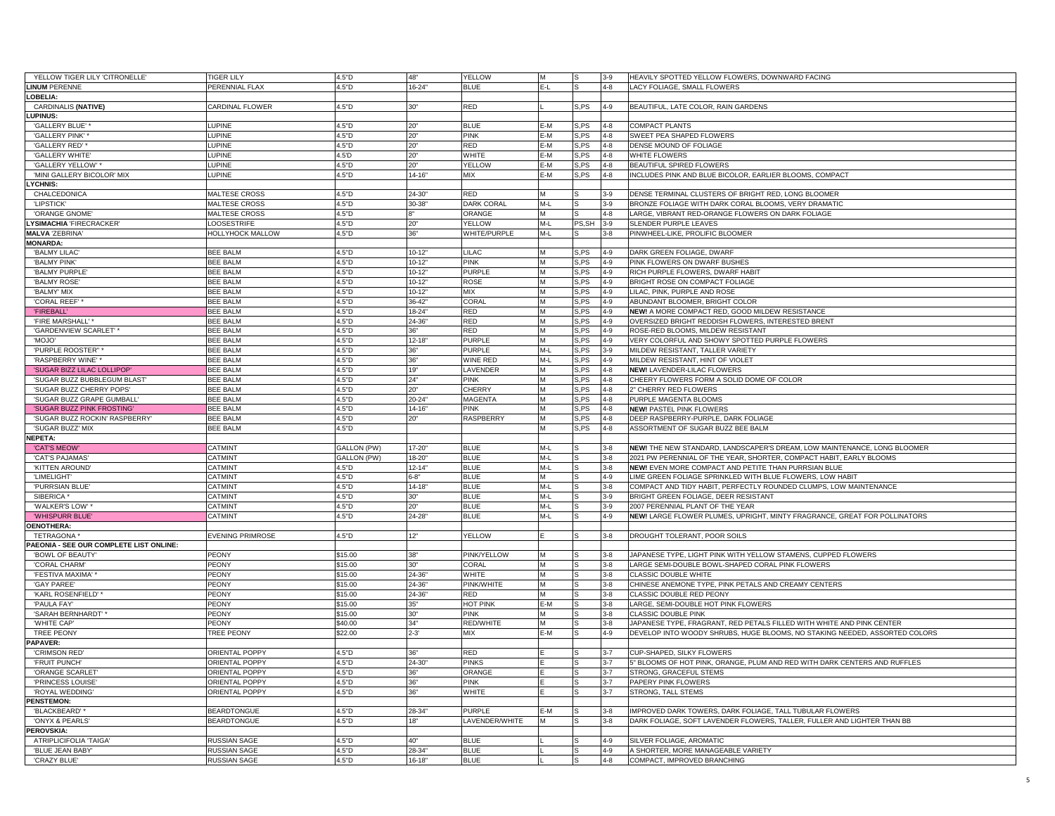| | | | | | | | | |
|---|---|---|---|---|---|---|---|---|
| YELLOW TIGER LILY 'CITRONELLE' | TIGER LILY | 4.5"D | 48" | YELLOW | M | S | 3-9 | HEAVILY SPOTTED YELLOW FLOWERS, DOWNWARD FACING |
| **LINUM** PERENNE | PERENNIAL FLAX | 4.5"D | 16-24" | BLUE | E-L | S | 4-8 | LACY FOLIAGE, SMALL FLOWERS |
| **LOBELIA:** | | | | | | | | |
| CARDINALIS **(NATIVE)** | CARDINAL FLOWER | 4.5"D | 30" | RED | L | S,PS | 4-9 | BEAUTIFUL, LATE COLOR, RAIN GARDENS |
| **LUPINUS:** | | | | | | | | |
| 'GALLERY BLUE' * | LUPINE | 4.5"D | 20" | BLUE | E-M | S,PS | 4-8 | COMPACT PLANTS |
| 'GALLERY PINK' * | LUPINE | 4.5"D | 20" | PINK | E-M | S,PS | 4-8 | SWEET PEA SHAPED FLOWERS |
| 'GALLERY RED' * | LUPINE | 4.5"D | 20" | RED | E-M | S,PS | 4-8 | DENSE MOUND OF FOLIAGE |
| 'GALLERY WHITE' | LUPINE | 4.5'D | 20" | WHITE | E-M | S,PS | 4-8 | WHITE FLOWERS |
| 'GALLERY YELLOW' * | LUPINE | 4.5"D | 20" | YELLOW | E-M | S,PS | 4-8 | BEAUTIFUL SPIRED FLOWERS |
| 'MINI GALLERY BICOLOR' MIX | LUPINE | 4.5"D | 14-16" | MIX | E-M | S,PS | 4-8 | INCLUDES PINK AND BLUE BICOLOR, EARLIER BLOOMS, COMPACT |
| **LYCHNIS:** | | | | | | | | |
| CHALCEDONICA | MALTESE CROSS | 4.5"D | 24-30" | RED | M | S | 3-9 | DENSE TERMINAL CLUSTERS OF BRIGHT RED, LONG BLOOMER |
| 'LIPSTICK' | MALTESE CROSS | 4.5"D | 30-38" | DARK CORAL | M-L | S | 3-9 | BRONZE FOLIAGE WITH DARK CORAL BLOOMS, VERY DRAMATIC |
| 'ORANGE GNOME' | MALTESE CROSS | 4.5"D | 8" | ORANGE | M | S | 4-8 | LARGE, VIBRANT RED-ORANGE FLOWERS ON DARK FOLIAGE |
| **LYSIMACHIA** 'FIRECRACKER' | LOOSESTRIFE | 4.5"D | 20" | YELLOW | M-L | PS,SH | 3-9 | SLENDER PURPLE LEAVES |
| **MALVA** 'ZEBRINA' | HOLLYHOCK MALLOW | 4.5"D | 36" | WHITE/PURPLE | M-L | S | 3-8 | PINWHEEL-LIKE, PROLIFIC BLOOMER |
| **MONARDA:** | | | | | | | | |
| 'BALMY LILAC' | BEE BALM | 4.5"D | 10-12" | LILAC | M | S,PS | 4-9 | DARK GREEN FOLIAGE, DWARF |
| 'BALMY PINK' | BEE BALM | 4.5"D | 10-12" | PINK | M | S,PS | 4-9 | PINK FLOWERS ON DWARF BUSHES |
| 'BALMY PURPLE' | BEE BALM | 4.5"D | 10-12" | PURPLE | M | S,PS | 4-9 | RICH PURPLE FLOWERS, DWARF HABIT |
| 'BALMY ROSE' | BEE BALM | 4.5"D | 10-12" | ROSE | M | S,PS | 4-9 | BRIGHT ROSE ON COMPACT FOLIAGE |
| 'BALMY' MIX | BEE BALM | 4.5"D | 10-12" | MIX | M | S,PS | 4-9 | LILAC, PINK, PURPLE AND ROSE |
| 'CORAL REEF' * | BEE BALM | 4.5"D | 36-42" | CORAL | M | S,PS | 4-9 | ABUNDANT BLOOMER, BRIGHT COLOR |
| 'FIREBALL' | BEE BALM | 4.5"D | 18-24" | RED | M | S,PS | 4-9 | **NEW!** A MORE COMPACT RED, GOOD MILDEW RESISTANCE |
| 'FIRE MARSHALL' * | BEE BALM | 4.5"D | 24-36" | RED | M | S,PS | 4-9 | OVERSIZED BRIGHT REDDISH FLOWERS, INTERESTED BRENT |
| 'GARDENVIEW SCARLET' * | BEE BALM | 4.5"D | 36" | RED | M | S,PS | 4-9 | ROSE-RED BLOOMS, MILDEW RESISTANT |
| 'MOJO' | BEE BALM | 4.5"D | 12-18" | PURPLE | M | S,PS | 4-9 | VERY COLORFUL AND SHOWY SPOTTED PURPLE FLOWERS |
| 'PURPLE ROOSTER' * | BEE BALM | 4.5"D | 36" | PURPLE | M-L | S,PS | 3-9 | MILDEW RESISTANT, TALLER VARIETY |
| 'RASPBERRY WINE' * | BEE BALM | 4.5"D | 36" | WINE RED | M-L | S,PS | 4-9 | MILDEW RESISTANT, HINT OF VIOLET |
| 'SUGAR BIZZ LILAC LOLLIPOP' | BEE BALM | 4.5"D | 19" | LAVENDER | M | S,PS | 4-8 | **NEW!** LAVENDER-LILAC FLOWERS |
| 'SUGAR BUZZ BUBBLEGUM BLAST' | BEE BALM | 4.5"D | 24" | PINK | M | S,PS | 4-8 | CHEERY FLOWERS FORM A SOLID DOME OF COLOR |
| 'SUGAR BUZZ CHERRY POPS' | BEE BALM | 4.5"D | 20" | CHERRY | M | S,PS | 4-8 | 2" CHERRY RED FLOWERS |
| 'SUGAR BUZZ GRAPE GUMBALL' | BEE BALM | 4.5"D | 20-24" | MAGENTA | M | S,PS | 4-8 | PURPLE MAGENTA BLOOMS |
| 'SUGAR BUZZ PINK FROSTING' | BEE BALM | 4.5"D | 14-16" | PINK | M | S,PS | 4-8 | **NEW!** PASTEL PINK FLOWERS |
| 'SUGAR BUZZ ROCKIN' RASPBERRY' | BEE BALM | 4.5"D | 20" | RASPBERRY | M | S,PS | 4-8 | DEEP RASPBERRY-PURPLE, DARK FOLIAGE |
| 'SUGAR BUZZ' MIX | BEE BALM | 4.5"D | | | M | S,PS | 4-8 | ASSORTMENT OF SUGAR BUZZ BEE BALM |
| **NEPETA:** | | | | | | | | |
| 'CAT'S MEOW' | CATMINT | GALLON (PW) | 17-20" | BLUE | M-L | S | 3-8 | **NEW!** THE NEW STANDARD, LANDSCAPER'S DREAM, LOW MAINTENANCE, LONG BLOOMER |
| 'CAT'S PAJAMAS' | CATMINT | GALLON (PW) | 18-20" | BLUE | M-L | S | 3-8 | 2021 PW PERENNIAL OF THE YEAR, SHORTER, COMPACT HABIT, EARLY BLOOMS |
| 'KITTEN AROUND' | CATMINT | 4.5"D | 12-14" | BLUE | M-L | S | 3-8 | **NEW!** EVEN MORE COMPACT AND PETITE THAN PURRSIAN BLUE |
| 'LIMELIGHT' | CATMINT | 4.5"D | 6-8" | BLUE | M | S | 4-9 | LIME GREEN FOLIAGE SPRINKLED WITH BLUE FLOWERS, LOW HABIT |
| 'PURRSIAN BLUE' | CATMINT | 4.5"D | 14-18" | BLUE | M-L | S | 3-8 | COMPACT AND TIDY HABIT, PERFECTLY ROUNDED CLUMPS, LOW MAINTENANCE |
| SIBERICA * | CATMINT | 4.5"D | 30" | BLUE | M-L | S | 3-9 | BRIGHT GREEN FOLIAGE, DEER RESISTANT |
| 'WALKER'S LOW' * | CATMINT | 4.5"D | 20" | BLUE | M-L | S | 3-9 | 2007 PERENNIAL PLANT OF THE YEAR |
| 'WHISPURR BLUE' | CATMINT | 4.5"D | 24-28" | BLUE | M-L | S | 4-9 | **NEW!** LARGE FLOWER PLUMES, UPRIGHT, MINTY FRAGRANCE, GREAT FOR POLLINATORS |
| **OENOTHERA:** | | | | | | | | |
| TETRAGONA * | EVENING PRIMROSE | 4.5"D | 12" | YELLOW | E | S | 3-8 | DROUGHT TOLERANT, POOR SOILS |
| **PAEONIA - SEE OUR COMPLETE LIST ONLINE:** | | | | | | | | |
| 'BOWL OF BEAUTY' | PEONY | $15.00 | 38" | PINK/YELLOW | M | S | 3-8 | JAPANESE TYPE, LIGHT PINK WITH YELLOW STAMENS, CUPPED FLOWERS |
| 'CORAL CHARM' | PEONY | $15.00 | 30" | CORAL | M | S | 3-8 | LARGE SEMI-DOUBLE BOWL-SHAPED CORAL PINK FLOWERS |
| 'FESTIVA MAXIMA' * | PEONY | $15.00 | 24-36" | WHITE | M | S | 3-8 | CLASSIC DOUBLE WHITE |
| 'GAY PAREE' | PEONY | $15.00 | 24-36" | PINK/WHITE | M | S | 3-8 | CHINESE ANEMONE TYPE, PINK PETALS AND CREAMY CENTERS |
| 'KARL ROSENFIELD' * | PEONY | $15.00 | 24-36" | RED | M | S | 3-8 | CLASSIC DOUBLE RED PEONY |
| 'PAULA FAY' | PEONY | $15.00 | 35" | HOT PINK | E-M | S | 3-8 | LARGE, SEMI-DOUBLE HOT PINK FLOWERS |
| 'SARAH BERNHARDT' * | PEONY | $15.00 | 30" | PINK | M | S | 3-8 | CLASSIC DOUBLE PINK |
| 'WHITE CAP' | PEONY | $40.00 | 34" | RED/WHITE | M | S | 3-8 | JAPANESE TYPE, FRAGRANT, RED PETALS FILLED WITH WHITE AND PINK CENTER |
| TREE PEONY | TREE PEONY | $22.00 | 2-3' | MIX | E-M | S | 4-9 | DEVELOP INTO WOODY SHRUBS, HUGE BLOOMS, NO STAKING NEEDED, ASSORTED COLORS |
| **PAPAVER:** | | | | | | | | |
| 'CRIMSON RED' | ORIENTAL POPPY | 4.5"D | 36" | RED | E | S | 3-7 | CUP-SHAPED, SILKY FLOWERS |
| 'FRUIT PUNCH' | ORIENTAL POPPY | 4.5"D | 24-30" | PINKS | E | S | 3-7 | 5" BLOOMS OF HOT PINK, ORANGE, PLUM AND RED WITH DARK CENTERS AND RUFFLES |
| 'ORANGE SCARLET' | ORIENTAL POPPY | 4.5"D | 36" | ORANGE | E | S | 3-7 | STRONG, GRACEFUL STEMS |
| 'PRINCESS LOUISE' | ORIENTAL POPPY | 4.5"D | 36" | PINK | E | S | 3-7 | PAPERY PINK FLOWERS |
| 'ROYAL WEDDING' | ORIENTAL POPPY | 4.5"D | 36" | WHITE | E | S | 3-7 | STRONG, TALL STEMS |
| **PENSTEMON:** | | | | | | | | |
| 'BLACKBEARD' * | BEARDTONGUE | 4.5"D | 28-34" | PURPLE | E-M | S | 3-8 | IMPROVED DARK TOWERS, DARK FOLIAGE, TALL TUBULAR FLOWERS |
| 'ONYX & PEARLS' | BEARDTONGUE | 4.5"D | 18" | LAVENDER/WHITE | M | S | 3-8 | DARK FOLIAGE, SOFT LAVENDER FLOWERS, TALLER, FULLER AND LIGHTER THAN BB |
| **PEROVSKIA:** | | | | | | | | |
| ATRIPLICIFOLIA 'TAIGA' | RUSSIAN SAGE | 4.5"D | 40" | BLUE | L | S | 4-9 | SILVER FOLIAGE, AROMATIC |
| 'BLUE JEAN BABY' | RUSSIAN SAGE | 4.5"D | 28-34" | BLUE | L | S | 4-9 | A SHORTER, MORE MANAGEABLE VARIETY |
| 'CRAZY BLUE' | RUSSIAN SAGE | 4.5"D | 16-18" | BLUE | L | S | 4-8 | COMPACT, IMPROVED BRANCHING |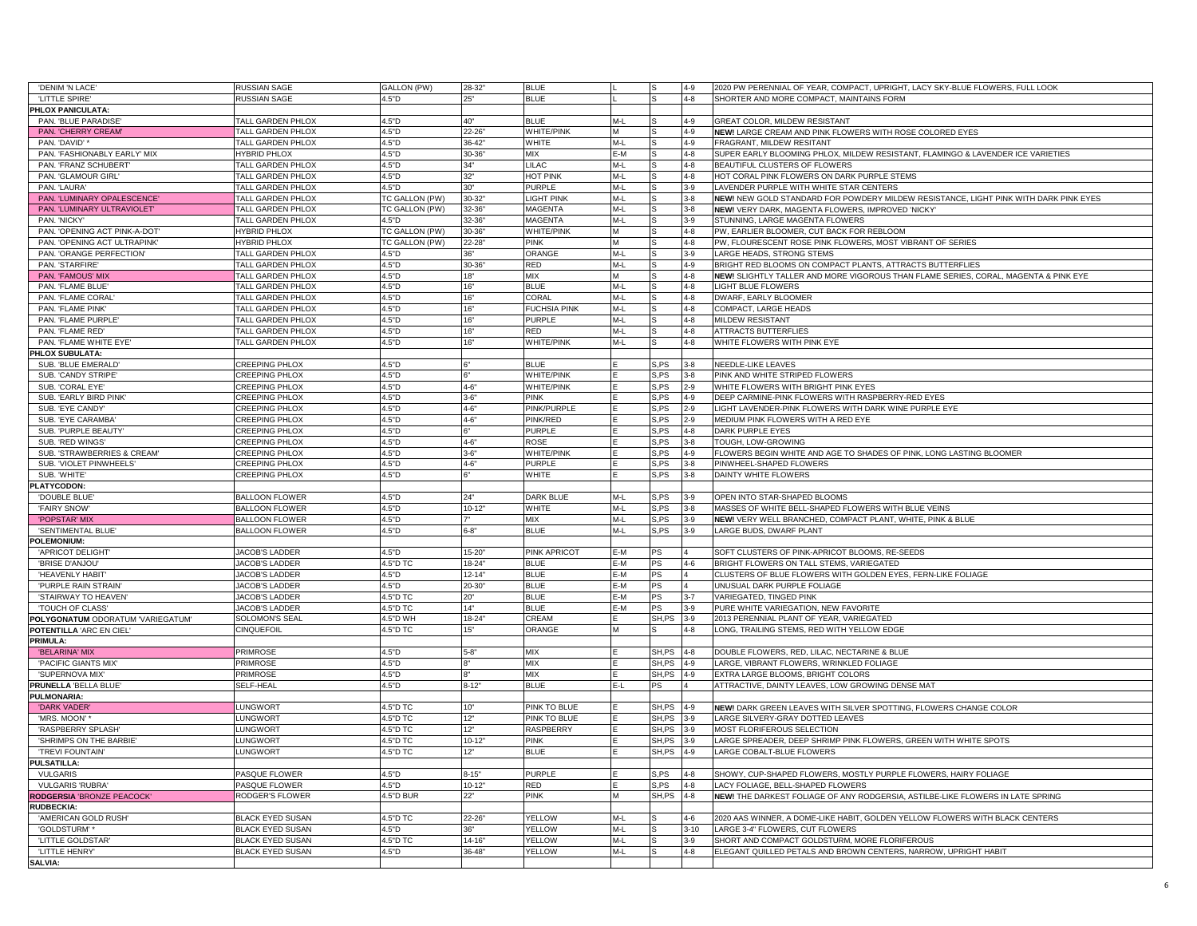| | | | | | | | | |
|---|---|---|---|---|---|---|---|---|
| 'DENIM 'N LACE' | RUSSIAN SAGE | GALLON (PW) | 28-32" | BLUE | L | S | 4-9 | 2020 PW PERENNIAL OF YEAR, COMPACT, UPRIGHT, LACY SKY-BLUE FLOWERS, FULL LOOK |
| 'LITTLE SPIRE' | RUSSIAN SAGE | 4.5"D | 25" | BLUE | L | S | 4-8 | SHORTER AND MORE COMPACT, MAINTAINS FORM |
| **PHLOX PANICULATA:** | | | | | | | | |
| PAN. 'BLUE PARADISE' | TALL GARDEN PHLOX | 4.5"D | 40" | BLUE | M-L | S | 4-9 | GREAT COLOR, MILDEW RESISTANT |
| PAN. 'CHERRY CREAM' | TALL GARDEN PHLOX | 4.5"D | 22-26" | WHITE/PINK | M | S | 4-9 | **NEW!** LARGE CREAM AND PINK FLOWERS WITH ROSE COLORED EYES |
| PAN. 'DAVID' * | TALL GARDEN PHLOX | 4.5"D | 36-42" | WHITE | M-L | S | 4-9 | FRAGRANT, MILDEW RESITANT |
| PAN. 'FASHIONABLY EARLY' MIX | HYBRID PHLOX | 4.5"D | 30-36" | MIX | E-M | S | 4-8 | SUPER EARLY BLOOMING PHLOX, MILDEW RESISTANT, FLAMINGO & LAVENDER ICE VARIETIES |
| PAN. 'FRANZ SCHUBERT' | TALL GARDEN PHLOX | 4.5"D | 34" | LILAC | M-L | S | 4-8 | BEAUTIFUL CLUSTERS OF FLOWERS |
| PAN. 'GLAMOUR GIRL' | TALL GARDEN PHLOX | 4.5"D | 32" | HOT PINK | M-L | S | 4-8 | HOT CORAL PINK FLOWERS ON DARK PURPLE STEMS |
| PAN. 'LAURA' | TALL GARDEN PHLOX | 4.5"D | 30" | PURPLE | M-L | S | 3-9 | LAVENDER PURPLE WITH WHITE STAR CENTERS |
| PAN. 'LUMINARY OPALESCENCE' | TALL GARDEN PHLOX | TC GALLON (PW) | 30-32" | LIGHT PINK | M-L | S | 3-8 | **NEW!** NEW GOLD STANDARD FOR POWDERY MILDEW RESISTANCE, LIGHT PINK WITH DARK PINK EYES |
| PAN. 'LUMINARY ULTRAVIOLET' | TALL GARDEN PHLOX | TC GALLON (PW) | 32-36" | MAGENTA | M-L | S | 3-8 | **NEW!** VERY DARK, MAGENTA FLOWERS, IMPROVED 'NICKY' |
| PAN. 'NICKY' | TALL GARDEN PHLOX | 4.5"D | 32-36" | MAGENTA | M-L | S | 3-9 | STUNNING, LARGE MAGENTA FLOWERS |
| PAN. 'OPENING ACT PINK-A-DOT' | HYBRID PHLOX | TC GALLON (PW) | 30-36" | WHITE/PINK | M | S | 4-8 | PW, EARLIER BLOOMER, CUT BACK FOR REBLOOM |
| PAN. 'OPENING ACT ULTRAPINK' | HYBRID PHLOX | TC GALLON (PW) | 22-28" | PINK | M | S | 4-8 | PW, FLOURESCENT ROSE PINK FLOWERS, MOST VIBRANT OF SERIES |
| PAN. 'ORANGE PERFECTION' | TALL GARDEN PHLOX | 4.5"D | 36" | ORANGE | M-L | S | 3-9 | LARGE HEADS, STRONG STEMS |
| PAN. 'STARFIRE' | TALL GARDEN PHLOX | 4.5"D | 30-36" | RED | M-L | S | 4-9 | BRIGHT RED BLOOMS ON COMPACT PLANTS, ATTRACTS BUTTERFLIES |
| PAN. 'FAMOUS' MIX | TALL GARDEN PHLOX | 4.5"D | 18" | MIX | M | S | 4-8 | **NEW!** SLIGHTLY TALLER AND MORE VIGOROUS THAN FLAME SERIES, CORAL, MAGENTA & PINK EYE |
| PAN. 'FLAME BLUE' | TALL GARDEN PHLOX | 4.5"D | 16" | BLUE | M-L | S | 4-8 | LIGHT BLUE FLOWERS |
| PAN. 'FLAME CORAL' | TALL GARDEN PHLOX | 4.5"D | 16" | CORAL | M-L | S | 4-8 | DWARF, EARLY BLOOMER |
| PAN. 'FLAME PINK' | TALL GARDEN PHLOX | 4.5"D | 16" | FUCHSIA PINK | M-L | S | 4-8 | COMPACT, LARGE HEADS |
| PAN. 'FLAME PURPLE' | TALL GARDEN PHLOX | 4.5"D | 16" | PURPLE | M-L | S | 4-8 | MILDEW RESISTANT |
| PAN. 'FLAME RED' | TALL GARDEN PHLOX | 4.5"D | 16" | RED | M-L | S | 4-8 | ATTRACTS BUTTERFLIES |
| PAN. 'FLAME WHITE EYE' | TALL GARDEN PHLOX | 4.5"D | 16" | WHITE/PINK | M-L | S | 4-8 | WHITE FLOWERS WITH PINK EYE |
| **PHLOX SUBULATA:** | | | | | | | | |
| SUB. 'BLUE EMERALD' | CREEPING PHLOX | 4.5"D | 6" | BLUE | E | S,PS | 3-8 | NEEDLE-LIKE LEAVES |
| SUB. 'CANDY STRIPE' | CREEPING PHLOX | 4.5"D | 6" | WHITE/PINK | E | S,PS | 3-8 | PINK AND WHITE STRIPED FLOWERS |
| SUB. 'CORAL EYE' | CREEPING PHLOX | 4.5"D | 4-6" | WHITE/PINK | E | S,PS | 2-9 | WHITE FLOWERS WITH BRIGHT PINK EYES |
| SUB. 'EARLY BIRD PINK' | CREEPING PHLOX | 4.5"D | 3-6" | PINK | E | S,PS | 4-9 | DEEP CARMINE-PINK FLOWERS WITH RASPBERRY-RED EYES |
| SUB. 'EYE CANDY' | CREEPING PHLOX | 4.5"D | 4-6" | PINK/PURPLE | E | S,PS | 2-9 | LIGHT LAVENDER-PINK FLOWERS WITH DARK WINE PURPLE EYE |
| SUB. 'EYE CARAMBA' | CREEPING PHLOX | 4.5"D | 4-6" | PINK/RED | E | S,PS | 2-9 | MEDIUM PINK FLOWERS WITH A RED EYE |
| SUB. 'PURPLE BEAUTY' | CREEPING PHLOX | 4.5"D | 6" | PURPLE | E | S,PS | 4-8 | DARK PURPLE EYES |
| SUB. 'RED WINGS' | CREEPING PHLOX | 4.5"D | 4-6" | ROSE | E | S,PS | 3-8 | TOUGH, LOW-GROWING |
| SUB. 'STRAWBERRIES & CREAM' | CREEPING PHLOX | 4.5"D | 3-6" | WHITE/PINK | E | S,PS | 4-9 | FLOWERS BEGIN WHITE AND AGE TO SHADES OF PINK, LONG LASTING BLOOMER |
| SUB. 'VIOLET PINWHEELS' | CREEPING PHLOX | 4.5"D | 4-6" | PURPLE | E | S,PS | 3-8 | PINWHEEL-SHAPED FLOWERS |
| SUB. 'WHITE' | CREEPING PHLOX | 4.5"D | 6" | WHITE | E | S,PS | 3-8 | DAINTY WHITE FLOWERS |
| **PLATYCODON:** | | | | | | | | |
| 'DOUBLE BLUE' | BALLOON FLOWER | 4.5"D | 24" | DARK BLUE | M-L | S,PS | 3-9 | OPEN INTO STAR-SHAPED BLOOMS |
| 'FAIRY SNOW' | BALLOON FLOWER | 4.5"D | 10-12" | WHITE | M-L | S,PS | 3-8 | MASSES OF WHITE BELL-SHAPED FLOWERS WITH BLUE VEINS |
| 'POPSTAR' MIX | BALLOON FLOWER | 4.5"D | 7" | MIX | M-L | S,PS | 3-9 | **NEW!** VERY WELL BRANCHED, COMPACT PLANT, WHITE, PINK & BLUE |
| 'SENTIMENTAL BLUE' | BALLOON FLOWER | 4.5"D | 6-8" | BLUE | M-L | S,PS | 3-9 | LARGE BUDS, DWARF PLANT |
| **POLEMONIUM:** | | | | | | | | |
| 'APRICOT DELIGHT' | JACOB'S LADDER | 4.5"D | 15-20" | PINK APRICOT | E-M | PS | 4 | SOFT CLUSTERS OF PINK-APRICOT BLOOMS, RE-SEEDS |
| 'BRISE D'ANJOU' | JACOB'S LADDER | 4.5"D TC | 18-24" | BLUE | E-M | PS | 4-6 | BRIGHT FLOWERS ON TALL STEMS, VARIEGATED |
| 'HEAVENLY HABIT' | JACOB'S LADDER | 4.5"D | 12-14" | BLUE | E-M | PS | 4 | CLUSTERS OF BLUE FLOWERS WITH GOLDEN EYES, FERN-LIKE FOLIAGE |
| 'PURPLE RAIN STRAIN' | JACOB'S LADDER | 4.5"D | 20-30" | BLUE | E-M | PS | 4 | UNUSUAL DARK PURPLE FOLIAGE |
| 'STAIRWAY TO HEAVEN' | JACOB'S LADDER | 4.5"D TC | 20" | BLUE | E-M | PS | 3-7 | VARIEGATED, TINGED PINK |
| 'TOUCH OF CLASS' | JACOB'S LADDER | 4.5"D TC | 14" | BLUE | E-M | PS | 3-9 | PURE WHITE VARIEGATION, NEW FAVORITE |
| **POLYGONATUM** ODORATUM 'VARIEGATUM' | SOLOMON'S SEAL | 4.5"D WH | 18-24" | CREAM | E | SH,PS | 3-9 | 2013 PERENNIAL PLANT OF YEAR, VARIEGATED |
| **POTENTILLA** 'ARC EN CIEL' | CINQUEFOIL | 4.5"D TC | 15" | ORANGE | M | S | 4-8 | LONG, TRAILING STEMS, RED WITH YELLOW EDGE |
| **PRIMULA:** | | | | | | | | |
| 'BELARINA' MIX | PRIMROSE | 4.5"D | 5-8" | MIX | E | SH,PS | 4-8 | DOUBLE FLOWERS, RED, LILAC, NECTARINE & BLUE |
| 'PACIFIC GIANTS MIX' | PRIMROSE | 4.5"D | 8" | MIX | E | SH,PS | 4-9 | LARGE, VIBRANT FLOWERS, WRINKLED FOLIAGE |
| 'SUPERNOVA MIX' | PRIMROSE | 4.5"D | 8" | MIX | E | SH,PS | 4-9 | EXTRA LARGE BLOOMS, BRIGHT COLORS |
| **PRUNELLA** 'BELLA BLUE' | SELF-HEAL | 4.5"D | 8-12" | BLUE | E-L | PS | 4 | ATTRACTIVE, DAINTY LEAVES, LOW GROWING DENSE MAT |
| **PULMONARIA:** | | | | | | | | |
| 'DARK VADER' | LUNGWORT | 4.5"D TC | 10" | PINK TO BLUE | E | SH,PS | 4-9 | **NEW!** DARK GREEN LEAVES WITH SILVER SPOTTING, FLOWERS CHANGE COLOR |
| 'MRS. MOON' * | LUNGWORT | 4.5"D TC | 12" | PINK TO BLUE | E | SH,PS | 3-9 | LARGE SILVERY-GRAY DOTTED LEAVES |
| 'RASPBERRY SPLASH' | LUNGWORT | 4.5"D TC | 12" | RASPBERRY | E | SH,PS | 3-9 | MOST FLORIFEROUS SELECTION |
| 'SHRIMPS ON THE BARBIE' | LUNGWORT | 4.5"D TC | 10-12" | PINK | E | SH,PS | 3-9 | LARGE SPREADER, DEEP SHRIMP PINK FLOWERS, GREEN WITH WHITE SPOTS |
| 'TREVI FOUNTAIN' | LUNGWORT | 4.5"D TC | 12" | BLUE | E | SH,PS | 4-9 | LARGE COBALT-BLUE FLOWERS |
| **PULSATILLA:** | | | | | | | | |
| VULGARIS | PASQUE FLOWER | 4.5"D | 8-15" | PURPLE | E | S,PS | 4-8 | SHOWY, CUP-SHAPED FLOWERS, MOSTLY PURPLE FLOWERS, HAIRY FOLIAGE |
| VULGARIS 'RUBRA' | PASQUE FLOWER | 4.5"D | 10-12" | RED | E | S,PS | 4-8 | LACY FOLIAGE, BELL-SHAPED FLOWERS |
| **RODGERSIA** 'BRONZE PEACOCK' | RODGER'S FLOWER | 4.5"D BUR | 22" | PINK | M | SH,PS | 4-8 | **NEW!** THE DARKEST FOLIAGE OF ANY RODGERSIA, ASTILBE-LIKE FLOWERS IN LATE SPRING |
| **RUDBECKIA:** | | | | | | | | |
| 'AMERICAN GOLD RUSH' | BLACK EYED SUSAN | 4.5"D TC | 22-26" | YELLOW | M-L | S | 4-6 | 2020 AAS WINNER, A DOME-LIKE HABIT, GOLDEN YELLOW FLOWERS WITH BLACK CENTERS |
| 'GOLDSTURM' * | BLACK EYED SUSAN | 4.5"D | 36" | YELLOW | M-L | S | 3-10 | LARGE 3-4" FLOWERS, CUT FLOWERS |
| 'LITTLE GOLDSTAR' | BLACK EYED SUSAN | 4.5"D TC | 14-16" | YELLOW | M-L | S | 3-9 | SHORT AND COMPACT GOLDSTURM, MORE FLORIFEROUS |
| 'LITTLE HENRY' | BLACK EYED SUSAN | 4.5"D | 36-48" | YELLOW | M-L | S | 4-8 | ELEGANT QUILLED PETALS AND BROWN CENTERS, NARROW, UPRIGHT HABIT |
| **SALVIA:** | | | | | | | | |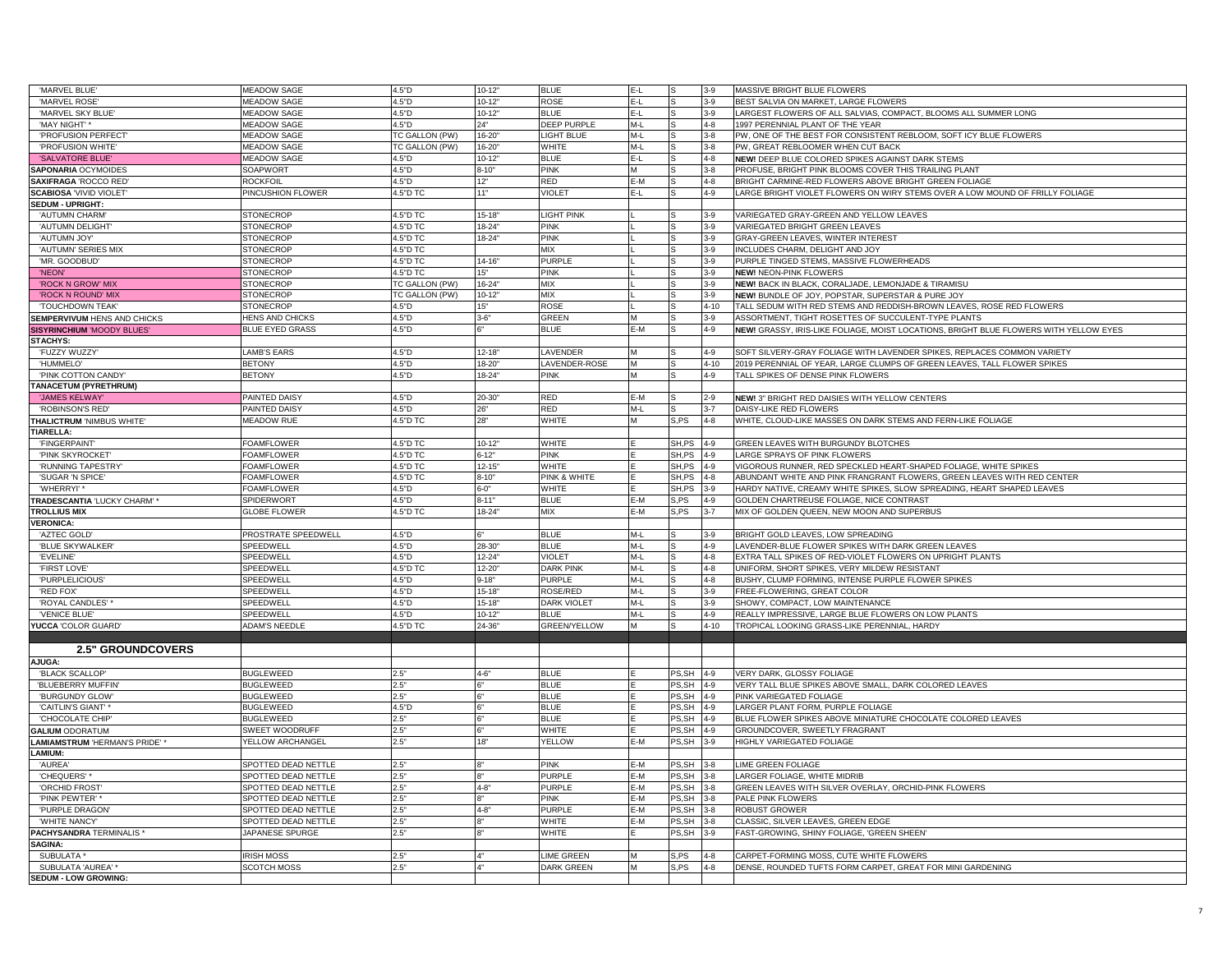| | | | | | | | | |
|---|---|---|---|---|---|---|---|---|
| 'MARVEL BLUE' | MEADOW SAGE | 4.5"D | 10-12" | BLUE | E-L | S | 3-9 | MASSIVE BRIGHT BLUE FLOWERS |
| 'MARVEL ROSE' | MEADOW SAGE | 4.5"D | 10-12" | ROSE | E-L | S | 3-9 | BEST SALVIA ON MARKET, LARGE FLOWERS |
| 'MARVEL SKY BLUE' | MEADOW SAGE | 4.5"D | 10-12" | BLUE | E-L | S | 3-9 | LARGEST FLOWERS OF ALL SALVIAS, COMPACT, BLOOMS ALL SUMMER LONG |
| 'MAY NIGHT' * | MEADOW SAGE | 4.5"D | 24" | DEEP PURPLE | M-L | S | 4-8 | 1997 PERENNIAL PLANT OF THE YEAR |
| 'PROFUSION PERFECT' | MEADOW SAGE | TC GALLON (PW) | 16-20" | LIGHT BLUE | M-L | S | 3-8 | PW, ONE OF THE BEST FOR CONSISTENT REBLOOM, SOFT ICY BLUE FLOWERS |
| 'PROFUSION WHITE' | MEADOW SAGE | TC GALLON (PW) | 16-20" | WHITE | M-L | S | 3-8 | PW, GREAT REBLOOMER WHEN CUT BACK |
| 'SALVATORE BLUE' | MEADOW SAGE | 4.5"D | 10-12" | BLUE | E-L | S | 4-8 | **NEW!** DEEP BLUE COLORED SPIKES AGAINST DARK STEMS |
| **SAPONARIA** OCYMOIDES | SOAPWORT | 4.5"D | 8-10" | PINK | M | S | 3-8 | PROFUSE, BRIGHT PINK BLOOMS COVER THIS TRAILING PLANT |
| **SAXIFRAGA** 'ROCCO RED' | ROCKFOIL | 4.5"D | 12" | RED | E-M | S | 4-8 | BRIGHT CARMINE-RED FLOWERS ABOVE BRIGHT GREEN FOLIAGE |
| **SCABIOSA** 'VIVID VIOLET' | PINCUSHION FLOWER | 4.5"D TC | 11" | VIOLET | E-L | S | 4-9 | LARGE BRIGHT VIOLET FLOWERS ON WIRY STEMS OVER A LOW MOUND OF FRILLY FOLIAGE |
| **SEDUM - UPRIGHT:** | | | | | | | | |
| 'AUTUMN CHARM' | STONECROP | 4.5"D TC | 15-18" | LIGHT PINK | L | S | 3-9 | VARIEGATED GRAY-GREEN AND YELLOW LEAVES |
| 'AUTUMN DELIGHT' | STONECROP | 4.5"D TC | 18-24" | PINK | L | S | 3-9 | VARIEGATED BRIGHT GREEN LEAVES |
| 'AUTUMN JOY' | STONECROP | 4.5"D TC | 18-24" | PINK | L | S | 3-9 | GRAY-GREEN LEAVES, WINTER INTEREST |
| 'AUTUMN' SERIES MIX | STONECROP | 4.5"D TC | | MIX | L | S | 3-9 | INCLUDES CHARM, DELIGHT AND JOY |
| 'MR. GOODBUD' | STONECROP | 4.5"D TC | 14-16" | PURPLE | L | S | 3-9 | PURPLE TINGED STEMS, MASSIVE FLOWERHEADS |
| 'NEON' | STONECROP | 4.5"D TC | 15" | PINK | L | S | 3-9 | **NEW!** NEON-PINK FLOWERS |
| 'ROCK N GROW' MIX | STONECROP | TC GALLON (PW) | 16-24" | MIX | L | S | 3-9 | **NEW!** BACK IN BLACK, CORALJADE, LEMONJADE & TIRAMISU |
| 'ROCK N ROUND' MIX | STONECROP | TC GALLON (PW) | 10-12" | MIX | L | S | 3-9 | **NEW!** BUNDLE OF JOY, POPSTAR, SUPERSTAR & PURE JOY |
| 'TOUCHDOWN TEAK' | STONECROP | 4.5"D | 15" | ROSE | L | S | 4-10 | TALL SEDUM WITH RED STEMS AND REDDISH-BROWN LEAVES, ROSE RED FLOWERS |
| **SEMPERVIVUM** HENS AND CHICKS | HENS AND CHICKS | 4.5"D | 3-6" | GREEN | M | S | 3-9 | ASSORTMENT, TIGHT ROSETTES OF SUCCULENT-TYPE PLANTS |
| **SISYRINCHIUM** 'MOODY BLUES' | BLUE EYED GRASS | 4.5"D | 6" | BLUE | E-M | S | 4-9 | **NEW!** GRASSY, IRIS-LIKE FOLIAGE, MOIST LOCATIONS, BRIGHT BLUE FLOWERS WITH YELLOW EYES |
| **STACHYS:** | | | | | | | | |
| 'FUZZY WUZZY' | LAMB'S EARS | 4.5"D | 12-18" | LAVENDER | M | S | 4-9 | SOFT SILVERY-GRAY FOLIAGE WITH LAVENDER SPIKES, REPLACES COMMON VARIETY |
| 'HUMMELO' | BETONY | 4.5"D | 18-20" | LAVENDER-ROSE | M | S | 4-10 | 2019 PERENNIAL OF YEAR, LARGE CLUMPS OF GREEN LEAVES, TALL FLOWER SPIKES |
| 'PINK COTTON CANDY' | BETONY | 4.5"D | 18-24" | PINK | M | S | 4-9 | TALL SPIKES OF DENSE PINK FLOWERS |
| **TANACETUM (PYRETHRUM)** | | | | | | | | |
| 'JAMES KELWAY' | PAINTED DAISY | 4.5"D | 20-30" | RED | E-M | S | 2-9 | **NEW!** 3" BRIGHT RED DAISIES WITH YELLOW CENTERS |
| 'ROBINSON'S RED' | PAINTED DAISY | 4.5"D | 26" | RED | M-L | S | 3-7 | DAISY-LIKE RED FLOWERS |
| **THALICTRUM** 'NIMBUS WHITE' | MEADOW RUE | 4.5"D TC | 28" | WHITE | M | S,PS | 4-8 | WHITE, CLOUD-LIKE MASSES ON DARK STEMS AND FERN-LIKE FOLIAGE |
| **TIARELLA:** | | | | | | | | |
| 'FINGERPAINT' | FOAMFLOWER | 4.5"D TC | 10-12" | WHITE | E | SH,PS | 4-9 | GREEN LEAVES WITH BURGUNDY BLOTCHES |
| 'PINK SKYROCKET' | FOAMFLOWER | 4.5"D TC | 6-12" | PINK | E | SH,PS | 4-9 | LARGE SPRAYS OF PINK FLOWERS |
| 'RUNNING TAPESTRY' | FOAMFLOWER | 4.5"D TC | 12-15" | WHITE | E | SH,PS | 4-9 | VIGOROUS RUNNER, RED SPECKLED HEART-SHAPED FOLIAGE, WHITE SPIKES |
| 'SUGAR 'N SPICE' | FOAMFLOWER | 4.5"D TC | 8-10" | PINK & WHITE | E | SH,PS | 4-8 | ABUNDANT WHITE AND PINK FRANGRANT FLOWERS, GREEN LEAVES WITH RED CENTER |
| 'WHERRYI' * | FOAMFLOWER | 4.5"D | 6-0" | WHITE | E | SH,PS | 3-9 | HARDY NATIVE, CREAMY WHITE SPIKES, SLOW SPREADING, HEART SHAPED LEAVES |
| **TRADESCANTIA** 'LUCKY CHARM' * | SPIDERWORT | 4.5"D | 8-11" | BLUE | E-M | S,PS | 4-9 | GOLDEN CHARTREUSE FOLIAGE, NICE CONTRAST |
| **TROLLIUS MIX** | GLOBE FLOWER | 4.5"D TC | 18-24" | MIX | E-M | S,PS | 3-7 | MIX OF GOLDEN QUEEN, NEW MOON AND SUPERBUS |
| **VERONICA:** | | | | | | | | |
| 'AZTEC GOLD' | PROSTRATE SPEEDWELL | 4.5"D | 6" | BLUE | M-L | S | 3-9 | BRIGHT GOLD LEAVES, LOW SPREADING |
| 'BLUE SKYWALKER' | SPEEDWELL | 4.5"D | 28-30" | BLUE | M-L | S | 4-9 | LAVENDER-BLUE FLOWER SPIKES WITH DARK GREEN LEAVES |
| 'EVELINE' | SPEEDWELL | 4.5"D | 12-24" | VIOLET | M-L | S | 4-8 | EXTRA TALL SPIKES OF RED-VIOLET FLOWERS ON UPRIGHT PLANTS |
| 'FIRST LOVE' | SPEEDWELL | 4.5"D TC | 12-20" | DARK PINK | M-L | S | 4-8 | UNIFORM, SHORT SPIKES, VERY MILDEW RESISTANT |
| 'PURPLELICIOUS' | SPEEDWELL | 4.5"D | 9-18" | PURPLE | M-L | S | 4-8 | BUSHY, CLUMP FORMING, INTENSE PURPLE FLOWER SPIKES |
| 'RED FOX' | SPEEDWELL | 4.5"D | 15-18" | ROSE/RED | M-L | S | 3-9 | FREE-FLOWERING, GREAT COLOR |
| 'ROYAL CANDLES' * | SPEEDWELL | 4.5"D | 15-18" | DARK VIOLET | M-L | S | 3-9 | SHOWY, COMPACT, LOW MAINTENANCE |
| 'VENICE BLUE' | SPEEDWELL | 4.5"D | 10-12" | BLUE | M-L | S | 4-9 | REALLY IMPRESSIVE, LARGE BLUE FLOWERS ON LOW PLANTS |
| **YUCCA** 'COLOR GUARD' | ADAM'S NEEDLE | 4.5"D TC | 24-36" | GREEN/YELLOW | M | S | 4-10 | TROPICAL LOOKING GRASS-LIKE PERENNIAL, HARDY |
| | | | | | | | | |
| **2.5" GROUNDCOVERS** | | | | | | | | |
| **AJUGA:** | | | | | | | | |
| 'BLACK SCALLOP' | BUGLEWEED | 2.5" | 4-6" | BLUE | E | PS,SH | 4-9 | VERY DARK, GLOSSY FOLIAGE |
| 'BLUEBERRY MUFFIN' | BUGLEWEED | 2.5" | 6" | BLUE | E | PS,SH | 4-9 | VERY TALL BLUE SPIKES ABOVE SMALL, DARK COLORED LEAVES |
| 'BURGUNDY GLOW' | BUGLEWEED | 2.5" | 6" | BLUE | E | PS,SH | 4-9 | PINK VARIEGATED FOLIAGE |
| 'CAITLIN'S GIANT' * | BUGLEWEED | 4.5"D | 6" | BLUE | E | PS,SH | 4-9 | LARGER PLANT FORM, PURPLE FOLIAGE |
| 'CHOCOLATE CHIP' | BUGLEWEED | 2.5" | 6" | BLUE | E | PS,SH | 4-9 | BLUE FLOWER SPIKES ABOVE MINIATURE CHOCOLATE COLORED LEAVES |
| **GALIUM** ODORATUM | SWEET WOODRUFF | 2.5" | 6" | WHITE | E | PS,SH | 4-9 | GROUNDCOVER, SWEETLY FRAGRANT |
| **LAMIASTRUM** 'HERMAN'S PRIDE' * | YELLOW ARCHANGEL | 2.5" | 18" | YELLOW | E-M | PS,SH | 3-9 | HIGHLY VARIEGATED FOLIAGE |
| **LAMIUM:** | | | | | | | | |
| 'AUREA' | SPOTTED DEAD NETTLE | 2.5" | 8" | PINK | E-M | PS,SH | 3-8 | LIME GREEN FOLIAGE |
| 'CHEQUERS' * | SPOTTED DEAD NETTLE | 2.5" | 8" | PURPLE | E-M | PS,SH | 3-8 | LARGER FOLIAGE, WHITE MIDRIB |
| 'ORCHID FROST' | SPOTTED DEAD NETTLE | 2.5" | 4-8" | PURPLE | E-M | PS,SH | 3-8 | GREEN LEAVES WITH SILVER OVERLAY, ORCHID-PINK FLOWERS |
| 'PINK PEWTER' * | SPOTTED DEAD NETTLE | 2.5" | 8" | PINK | E-M | PS,SH | 3-8 | PALE PINK FLOWERS |
| 'PURPLE DRAGON' | SPOTTED DEAD NETTLE | 2.5" | 4-8" | PURPLE | E-M | PS,SH | 3-8 | ROBUST GROWER |
| 'WHITE NANCY' | SPOTTED DEAD NETTLE | 2.5" | 8" | WHITE | E-M | PS,SH | 3-8 | CLASSIC, SILVER LEAVES, GREEN EDGE |
| **PACHYSANDRA** TERMINALIS * | JAPANESE SPURGE | 2.5" | 8" | WHITE | E | PS,SH | 3-9 | FAST-GROWING, SHINY FOLIAGE, 'GREEN SHEEN' |
| **SAGINA:** | | | | | | | | |
| SUBULATA * | IRISH MOSS | 2.5" | 4" | LIME GREEN | M | S,PS | 4-8 | CARPET-FORMING MOSS, CUTE WHITE FLOWERS |
| SUBULATA 'AUREA' * | SCOTCH MOSS | 2.5" | 4" | DARK GREEN | M | S,PS | 4-8 | DENSE, ROUNDED TUFTS FORM CARPET, GREAT FOR MINI GARDENING |
| **SEDUM - LOW GROWING:** | | | | | | | | |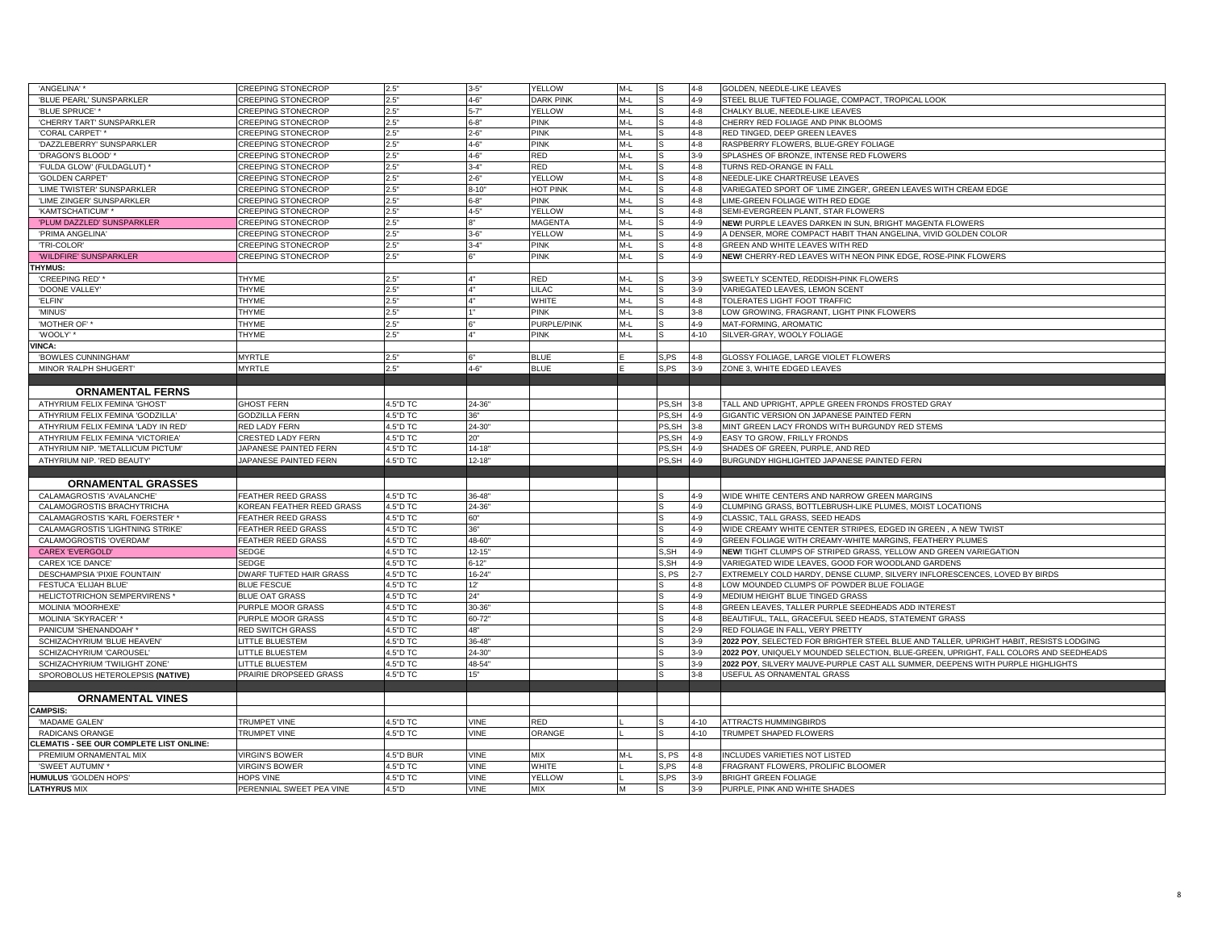| | | | | | | | | |
|---|---|---|---|---|---|---|---|---|
| 'ANGELINA' * | CREEPING STONECROP | 2.5" | 3-5" | YELLOW | M-L | S | 4-8 | GOLDEN, NEEDLE-LIKE LEAVES |
| 'BLUE PEARL' SUNSPARKLER | CREEPING STONECROP | 2.5" | 4-6" | DARK PINK | M-L | S | 4-9 | STEEL BLUE TUFTED FOLIAGE, COMPACT, TROPICAL LOOK |
| 'BLUE SPRUCE' * | CREEPING STONECROP | 2.5" | 5-7" | YELLOW | M-L | S | 4-8 | CHALKY BLUE, NEEDLE-LIKE LEAVES |
| 'CHERRY TART' SUNSPARKLER | CREEPING STONECROP | 2.5" | 6-8" | PINK | M-L | S | 4-8 | CHERRY RED FOLIAGE AND PINK BLOOMS |
| 'CORAL CARPET' * | CREEPING STONECROP | 2.5" | 2-6" | PINK | M-L | S | 4-8 | RED TINGED, DEEP GREEN LEAVES |
| 'DAZZLEBERRY' SUNSPARKLER | CREEPING STONECROP | 2.5" | 4-6" | PINK | M-L | S | 4-8 | RASPBERRY FLOWERS, BLUE-GREY FOLIAGE |
| 'DRAGON'S BLOOD' * | CREEPING STONECROP | 2.5" | 4-6" | RED | M-L | S | 3-9 | SPLASHES OF BRONZE, INTENSE RED FLOWERS |
| 'FULDA GLOW' (FULDAGLUT) * | CREEPING STONECROP | 2.5" | 3-4" | RED | M-L | S | 4-8 | TURNS RED-ORANGE IN FALL |
| 'GOLDEN CARPET' | CREEPING STONECROP | 2.5" | 2-6" | YELLOW | M-L | S | 4-8 | NEEDLE-LIKE CHARTREUSE LEAVES |
| 'LIME TWISTER' SUNSPARKLER | CREEPING STONECROP | 2.5" | 8-10" | HOT PINK | M-L | S | 4-8 | VARIEGATED SPORT OF 'LIME ZINGER', GREEN LEAVES WITH CREAM EDGE |
| 'LIME ZINGER' SUNSPARKLER | CREEPING STONECROP | 2.5" | 6-8" | PINK | M-L | S | 4-8 | LIME-GREEN FOLIAGE WITH RED EDGE |
| 'KAMTSCHATICUM' * | CREEPING STONECROP | 2.5" | 4-5" | YELLOW | M-L | S | 4-8 | SEMI-EVERGREEN PLANT, STAR FLOWERS |
| 'PLUM DAZZLED' SUNSPARKLER | CREEPING STONECROP | 2.5" | 8" | MAGENTA | M-L | S | 4-9 | **NEW!** PURPLE LEAVES DARKEN IN SUN, BRIGHT MAGENTA FLOWERS |
| 'PRIMA ANGELINA' | CREEPING STONECROP | 2.5" | 3-6" | YELLOW | M-L | S | 4-9 | A DENSER, MORE COMPACT HABIT THAN ANGELINA, VIVID GOLDEN COLOR |
| 'TRI-COLOR' | CREEPING STONECROP | 2.5" | 3-4" | PINK | M-L | S | 4-8 | GREEN AND WHITE LEAVES WITH RED |
| 'WILDFIRE' SUNSPARKLER | CREEPING STONECROP | 2.5" | 6" | PINK | M-L | S | 4-9 | **NEW!** CHERRY-RED LEAVES WITH NEON PINK EDGE, ROSE-PINK FLOWERS |
| **THYMUS:** | | | | | | | | |
| 'CREEPING RED' * | THYME | 2.5" | 4" | RED | M-L | S | 3-9 | SWEETLY SCENTED, REDDISH-PINK FLOWERS |
| 'DOONE VALLEY' | THYME | 2.5" | 4" | LILAC | M-L | S | 3-9 | VARIEGATED LEAVES, LEMON SCENT |
| 'ELFIN' | THYME | 2.5" | 4" | WHITE | M-L | S | 4-8 | TOLERATES LIGHT FOOT TRAFFIC |
| 'MINUS' | THYME | 2.5" | 1" | PINK | M-L | S | 3-8 | LOW GROWING, FRAGRANT, LIGHT PINK FLOWERS |
| 'MOTHER OF' * | THYME | 2.5" | 6" | PURPLE/PINK | M-L | S | 4-9 | MAT-FORMING, AROMATIC |
| 'WOOLY' * | THYME | 2.5" | 4" | PINK | M-L | S | 4-10 | SILVER-GRAY, WOOLY FOLIAGE |
| **VINCA:** | | | | | | | | |
| 'BOWLES CUNNINGHAM' | MYRTLE | 2.5" | 6" | BLUE | E | S,PS | 4-8 | GLOSSY FOLIAGE, LARGE VIOLET FLOWERS |
| MINOR 'RALPH SHUGERT' | MYRTLE | 2.5" | 4-6" | BLUE | E | S,PS | 3-9 | ZONE 3, WHITE EDGED LEAVES |
| | | | | | | | | |
| **ORNAMENTAL FERNS** | | | | | | | | |
| ATHYRIUM FELIX FEMINA 'GHOST' | GHOST FERN | 4.5"D TC | 24-36" | | | PS,SH | 3-8 | TALL AND UPRIGHT, APPLE GREEN FRONDS FROSTED GRAY |
| ATHYRIUM FELIX FEMINA 'GODZILLA' | GODZILLA FERN | 4.5"D TC | 36" | | | PS,SH | 4-9 | GIGANTIC VERSION ON JAPANESE PAINTED FERN |
| ATHYRIUM FELIX FEMINA 'LADY IN RED' | RED LADY FERN | 4.5"D TC | 24-30" | | | PS,SH | 3-8 | MINT GREEN LACY FRONDS WITH BURGUNDY RED STEMS |
| ATHYRIUM FELIX FEMINA 'VICTORIEA' | CRESTED LADY FERN | 4.5"D TC | 20" | | | PS,SH | 4-9 | EASY TO GROW, FRILLY FRONDS |
| ATHYRIUM NIP. 'METALLICUM PICTUM' | JAPANESE PAINTED FERN | 4.5"D TC | 14-18" | | | PS,SH | 4-9 | SHADES OF GREEN, PURPLE, AND RED |
| ATHYRIUM NIP. 'RED BEAUTY' | JAPANESE PAINTED FERN | 4.5"D TC | 12-18" | | | PS,SH | 4-9 | BURGUNDY HIGHLIGHTED JAPANESE PAINTED FERN |
| | | | | | | | | |
| **ORNAMENTAL GRASSES** | | | | | | | | |
| CALAMAGROSTIS 'AVALANCHE' | FEATHER REED GRASS | 4.5"D TC | 36-48" | | | S | 4-9 | WIDE WHITE CENTERS AND NARROW GREEN MARGINS |
| CALAMOGROSTIS BRACHYTRICHA | KOREAN FEATHER REED GRASS | 4.5"D TC | 24-36" | | | S | 4-9 | CLUMPING GRASS, BOTTLEBRUSH-LIKE PLUMES, MOIST LOCATIONS |
| CALAMAGROSTIS 'KARL FOERSTER' * | FEATHER REED GRASS | 4.5"D TC | 60" | | | S | 4-9 | CLASSIC, TALL GRASS, SEED HEADS |
| CALAMOGROSTIS 'LIGHTNING STRIKE' | FEATHER REED GRASS | 4.5"D TC | 36" | | | S | 4-9 | WIDE CREAMY WHITE CENTER STRIPES, EDGED IN GREEN , A NEW TWIST |
| CALAMOGROSTIS 'OVERDAM' | FEATHER REED GRASS | 4.5"D TC | 48-60" | | | S | 4-9 | GREEN FOLIAGE WITH CREAMY-WHITE MARGINS, FEATHERY PLUMES |
| CAREX 'EVERGOLD' | SEDGE | 4.5"D TC | 12-15" | | | S,SH | 4-9 | **NEW!** TIGHT CLUMPS OF STRIPED GRASS, YELLOW AND GREEN VARIEGATION |
| CAREX 'ICE DANCE' | SEDGE | 4.5"D TC | 6-12" | | | S,SH | 4-9 | VARIEGATED WIDE LEAVES, GOOD FOR WOODLAND GARDENS |
| DESCHAMPSIA 'PIXIE FOUNTAIN' | DWARF TUFTED HAIR GRASS | 4.5"D TC | 16-24" | | | S, PS | 2-7 | EXTREMELY COLD HARDY, DENSE CLUMP, SILVERY INFLORESCENCES, LOVED BY BIRDS |
| FESTUCA 'ELIJAH BLUE' | BLUE FESCUE | 4.5"D TC | 12' | | | S | 4-8 | LOW MOUNDED CLUMPS OF POWDER BLUE FOLIAGE |
| HELICTOTRICHON SEMPERVIRENS * | BLUE OAT GRASS | 4.5"D TC | 24" | | | S | 4-9 | MEDIUM HEIGHT BLUE TINGED GRASS |
| MOLINIA 'MOORHEXE' | PURPLE MOOR GRASS | 4.5"D TC | 30-36" | | | S | 4-8 | GREEN LEAVES, TALLER PURPLE SEEDHEADS ADD INTEREST |
| MOLINIA 'SKYRACER' * | PURPLE MOOR GRASS | 4.5"D TC | 60-72" | | | S | 4-8 | BEAUTIFUL, TALL, GRACEFUL SEED HEADS, STATEMENT GRASS |
| PANICUM 'SHENANDOAH' * | RED SWITCH GRASS | 4.5"D TC | 48" | | | S | 2-9 | RED FOLIAGE IN FALL, VERY PRETTY |
| SCHIZACHYRIUM 'BLUE HEAVEN' | LITTLE BLUESTEM | 4.5"D TC | 36-48" | | | S | 3-9 | **2022 POY**, SELECTED FOR BRIGHTER STEEL BLUE AND TALLER, UPRIGHT HABIT, RESISTS LODGING |
| SCHIZACHYRIUM 'CAROUSEL' | LITTLE BLUESTEM | 4.5"D TC | 24-30" | | | S | 3-9 | **2022 POY**, UNIQUELY MOUNDED SELECTION, BLUE-GREEN, UPRIGHT, FALL COLORS AND SEEDHEADS |
| SCHIZACHYRIUM 'TWILIGHT ZONE' | LITTLE BLUESTEM | 4.5"D TC | 48-54" | | | S | 3-9 | **2022 POY**, SILVERY MAUVE-PURPLE CAST ALL SUMMER, DEEPENS WITH PURPLE HIGHLIGHTS |
| SPOROBOLUS HETEROLEPSIS **(NATIVE)** | PRAIRIE DROPSEED GRASS | 4.5"D TC | 15" | | | S | 3-8 | USEFUL AS ORNAMENTAL GRASS |
| | | | | | | | | |
| **ORNAMENTAL VINES** | | | | | | | | |
| **CAMPSIS:** | | | | | | | | |
| 'MADAME GALEN' | TRUMPET VINE | 4.5"D TC | VINE | RED | L | S | 4-10 | ATTRACTS HUMMINGBIRDS |
| RADICANS ORANGE | TRUMPET VINE | 4.5"D TC | VINE | ORANGE | L | S | 4-10 | TRUMPET SHAPED FLOWERS |
| **CLEMATIS - SEE OUR COMPLETE LIST ONLINE:** | | | | | | | | |
| PREMIUM ORNAMENTAL MIX | VIRGIN'S BOWER | 4.5"D BUR | VINE | MIX | M-L | S, PS | 4-8 | INCLUDES VARIETIES NOT LISTED |
| 'SWEET AUTUMN' * | VIRGIN'S BOWER | 4.5"D TC | VINE | WHITE | L | S,PS | 4-8 | FRAGRANT FLOWERS, PROLIFIC BLOOMER |
| **HUMULUS** 'GOLDEN HOPS' | HOPS VINE | 4.5"D TC | VINE | YELLOW | L | S,PS | 3-9 | BRIGHT GREEN FOLIAGE |
| **LATHYRUS** MIX | PERENNIAL SWEET PEA VINE | 4.5"D | VINE | MIX | M | S | 3-9 | PURPLE, PINK AND WHITE SHADES |